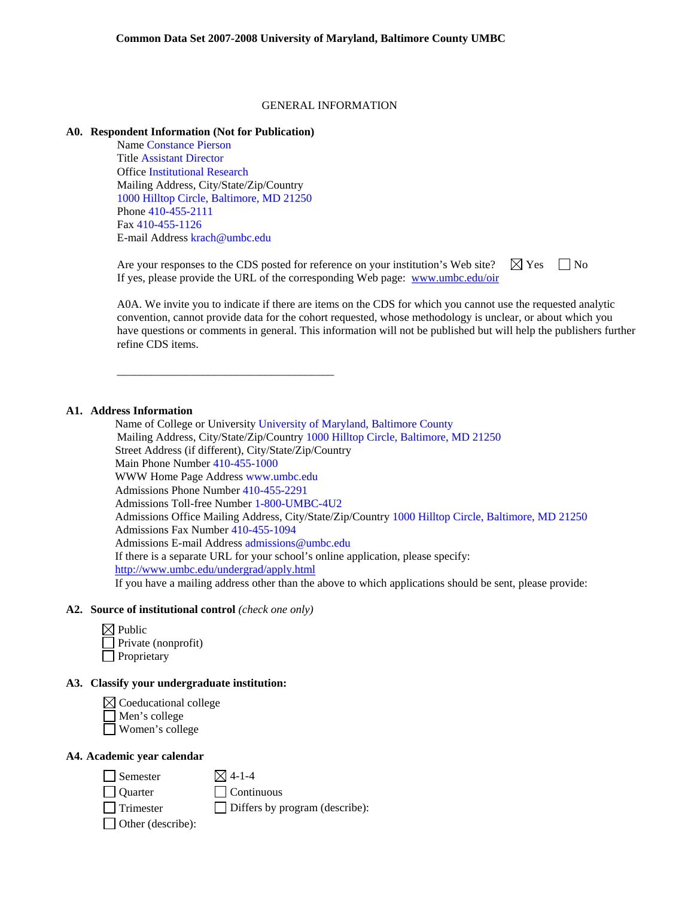**Common Data Set 2007-2008 University of Maryland, Baltimore County UMBC**

GENERAL INFORMATION

**A0. Respondent Information (Not for Publication)**

Name Constance Pierson
Title Assistant Director
Office Institutional Research
Mailing Address, City/State/Zip/Country
1000 Hilltop Circle, Baltimore, MD 21250
Phone 410-455-2111
Fax 410-455-1126
E-mail Address krach@umbc.edu

Are your responses to the CDS posted for reference on your institution's Web site? ☒ Yes ☐ No
If yes, please provide the URL of the corresponding Web page: www.umbc.edu/oir

A0A. We invite you to indicate if there are items on the CDS for which you cannot use the requested analytic convention, cannot provide data for the cohort requested, whose methodology is unclear, or about which you have questions or comments in general. This information will not be published but will help the publishers further refine CDS items.

\_\_\_\_\_\_\_\_\_\_\_\_\_\_\_\_\_\_\_\_\_\_\_\_\_\_\_\_\_\_\_\_\_\_\_\_\_\_

**A1. Address Information**

Name of College or University University of Maryland, Baltimore County
Mailing Address, City/State/Zip/Country 1000 Hilltop Circle, Baltimore, MD 21250
Street Address (if different), City/State/Zip/Country
Main Phone Number 410-455-1000
WWW Home Page Address www.umbc.edu
Admissions Phone Number 410-455-2291
Admissions Toll-free Number 1-800-UMBC-4U2
Admissions Office Mailing Address, City/State/Zip/Country 1000 Hilltop Circle, Baltimore, MD 21250
Admissions Fax Number 410-455-1094
Admissions E-mail Address admissions@umbc.edu
If there is a separate URL for your school's online application, please specify:
http://www.umbc.edu/undergrad/apply.html
If you have a mailing address other than the above to which applications should be sent, please provide:

**A2. Source of institutional control** *(check one only)*

☒ Public
☐ Private (nonprofit)
☐ Proprietary

**A3. Classify your undergraduate institution:**

☒ Coeducational college
☐ Men's college
☐ Women's college

**A4. Academic year calendar**

☐ Semester
☐ Quarter
☐ Trimester
☐ Other (describe):
☒ 4-1-4
☐ Continuous
☐ Differs by program (describe):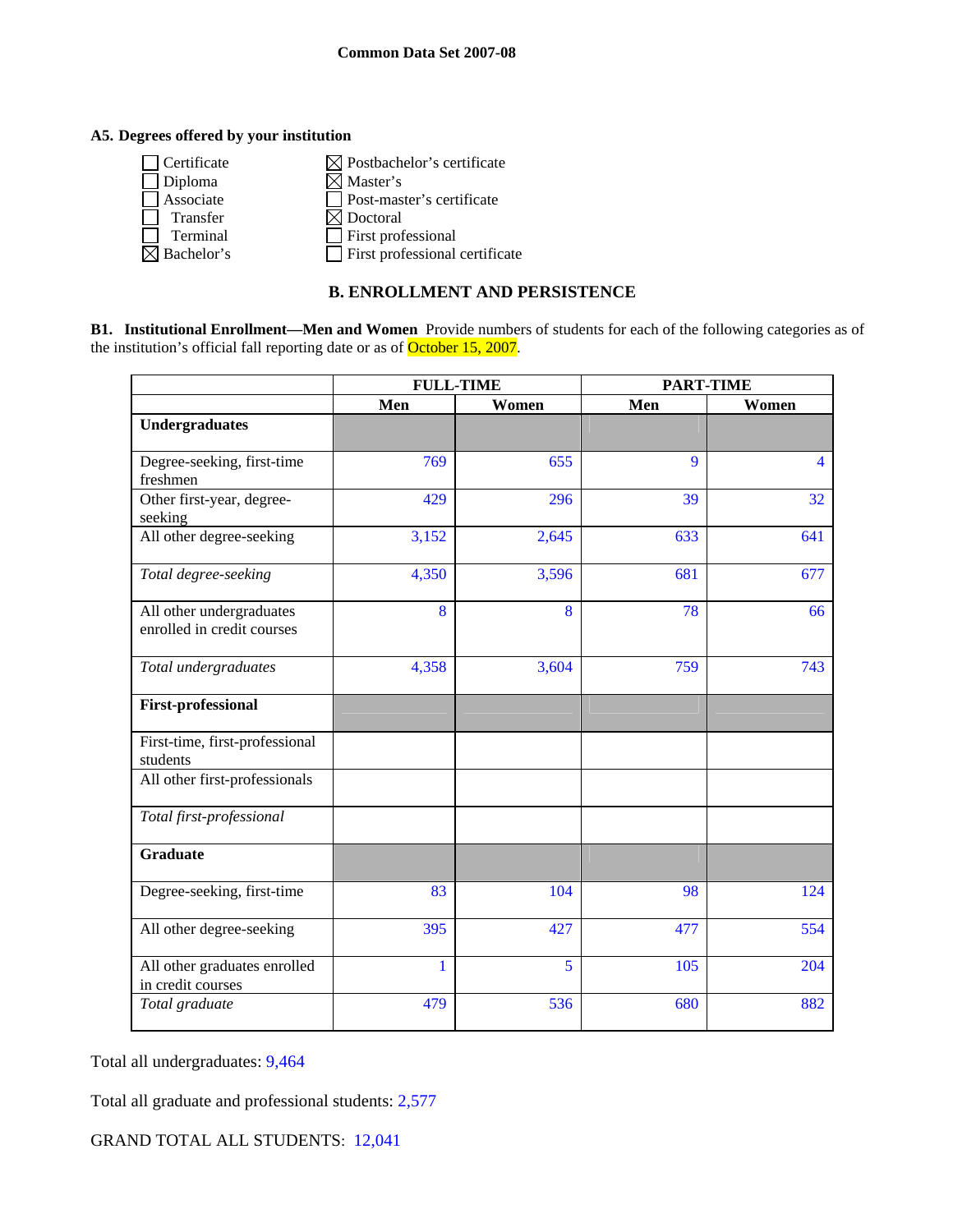**A5. Degrees offered by your institution**

- ☐ Certificate
- ☐ Diploma
- ☐ Associate
- ☐ Transfer
- ☐ Terminal
- ☒ Bachelor's
- ☒ Postbachelor's certificate
- ☒ Master's
- ☐ Post-master's certificate
- ☒ Doctoral
- ☐ First professional
- ☐ First professional certificate

## B. ENROLLMENT AND PERSISTENCE

**B1. Institutional Enrollment—Men and Women** Provide numbers of students for each of the following categories as of the institution's official fall reporting date or as of October 15, 2007.

| | FULL-TIME | | PART-TIME | |
|---|---|---|---|---|
| | **Men** | **Women** | **Men** | **Women** |
| **Undergraduates** | | | | |
| Degree-seeking, first-time freshmen | 769 | 655 | 9 | 4 |
| Other first-year, degree-seeking | 429 | 296 | 39 | 32 |
| All other degree-seeking | 3,152 | 2,645 | 633 | 641 |
| *Total degree-seeking* | 4,350 | 3,596 | 681 | 677 |
| All other undergraduates enrolled in credit courses | 8 | 8 | 78 | 66 |
| *Total undergraduates* | 4,358 | 3,604 | 759 | 743 |
| **First-professional** | | | | |
| First-time, first-professional students | | | | |
| All other first-professionals | | | | |
| *Total first-professional* | | | | |
| **Graduate** | | | | |
| Degree-seeking, first-time | 83 | 104 | 98 | 124 |
| All other degree-seeking | 395 | 427 | 477 | 554 |
| All other graduates enrolled in credit courses | 1 | 5 | 105 | 204 |
| *Total graduate* | 479 | 536 | 680 | 882 |

Total all undergraduates: 9,464

Total all graduate and professional students: 2,577

GRAND TOTAL ALL STUDENTS: 12,041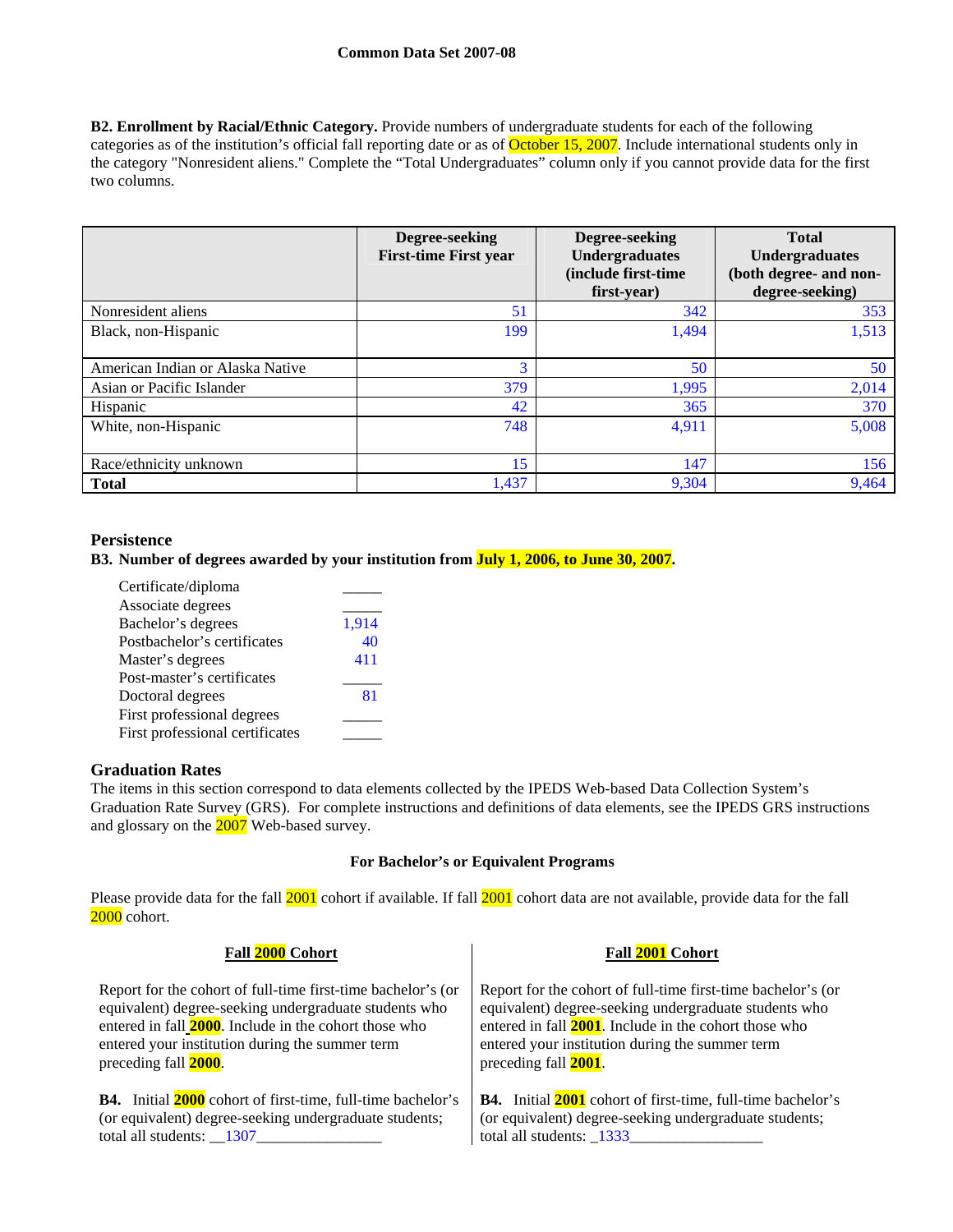Common Data Set 2007-08

**B2. Enrollment by Racial/Ethnic Category.** Provide numbers of undergraduate students for each of the following categories as of the institution's official fall reporting date or as of October 15, 2007. Include international students only in the category "Nonresident aliens." Complete the "Total Undergraduates" column only if you cannot provide data for the first two columns.

| | Degree-seeking First-time First year | Degree-seeking Undergraduates (include first-time first-year) | Total Undergraduates (both degree- and non-degree-seeking) |
|---|---|---|---|
| Nonresident aliens | 51 | 342 | 353 |
| Black, non-Hispanic | 199 | 1,494 | 1,513 |
| American Indian or Alaska Native | 3 | 50 | 50 |
| Asian or Pacific Islander | 379 | 1,995 | 2,014 |
| Hispanic | 42 | 365 | 370 |
| White, non-Hispanic | 748 | 4,911 | 5,008 |
| Race/ethnicity unknown | 15 | 147 | 156 |
| **Total** | 1,437 | 9,304 | 9,464 |

## Persistence

**B3. Number of degrees awarded by your institution from July 1, 2006, to June 30, 2007.**

| | |
|---|---|
| Certificate/diploma | _____ |
| Associate degrees | _____ |
| Bachelor's degrees | 1,914 |
| Postbachelor's certificates | 40 |
| Master's degrees | 411 |
| Post-master's certificates | _____ |
| Doctoral degrees | 81 |
| First professional degrees | _____ |
| First professional certificates | _____ |

## Graduation Rates

The items in this section correspond to data elements collected by the IPEDS Web-based Data Collection System's Graduation Rate Survey (GRS). For complete instructions and definitions of data elements, see the IPEDS GRS instructions and glossary on the 2007 Web-based survey.

**For Bachelor's or Equivalent Programs**

Please provide data for the fall 2001 cohort if available. If fall 2001 cohort data are not available, provide data for the fall 2000 cohort.

**Fall 2000 Cohort**

Report for the cohort of full-time first-time bachelor's (or equivalent) degree-seeking undergraduate students who entered in fall **2000**. Include in the cohort those who entered your institution during the summer term preceding fall **2000**.

**B4.** Initial **2000** cohort of first-time, full-time bachelor's (or equivalent) degree-seeking undergraduate students; total all students: __1307________________

**Fall 2001 Cohort**

Report for the cohort of full-time first-time bachelor's (or equivalent) degree-seeking undergraduate students who entered in fall **2001**. Include in the cohort those who entered your institution during the summer term preceding fall **2001**.

**B4.** Initial **2001** cohort of first-time, full-time bachelor's (or equivalent) degree-seeking undergraduate students; total all students: _1333_________________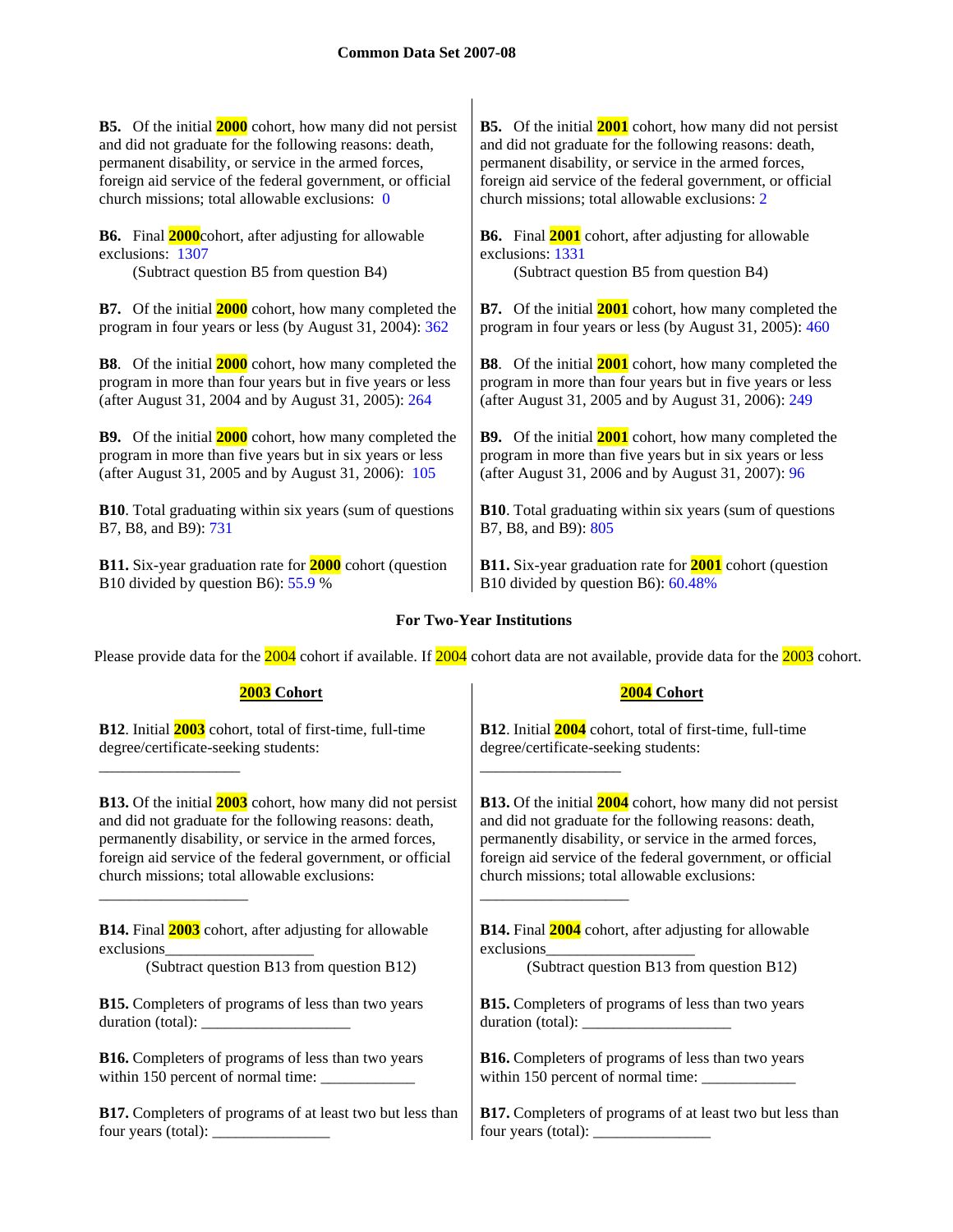**Common Data Set 2007-08**

**B5.** Of the initial **2000** cohort, how many did not persist and did not graduate for the following reasons: death, permanent disability, or service in the armed forces, foreign aid service of the federal government, or official church missions; total allowable exclusions: 0

**B6.** Final **2000** cohort, after adjusting for allowable exclusions: 1307
(Subtract question B5 from question B4)

**B7.** Of the initial **2000** cohort, how many completed the program in four years or less (by August 31, 2004): 362

**B8.** Of the initial **2000** cohort, how many completed the program in more than four years but in five years or less (after August 31, 2004 and by August 31, 2005): 264

**B9.** Of the initial **2000** cohort, how many completed the program in more than five years but in six years or less (after August 31, 2005 and by August 31, 2006): 105

**B10**. Total graduating within six years (sum of questions B7, B8, and B9): 731

**B11.** Six-year graduation rate for **2000** cohort (question B10 divided by question B6): 55.9 %

**B5.** Of the initial **2001** cohort, how many did not persist and did not graduate for the following reasons: death, permanent disability, or service in the armed forces, foreign aid service of the federal government, or official church missions; total allowable exclusions: 2

**B6.** Final **2001** cohort, after adjusting for allowable exclusions: 1331
(Subtract question B5 from question B4)

**B7.** Of the initial **2001** cohort, how many completed the program in four years or less (by August 31, 2005): 460

**B8.** Of the initial **2001** cohort, how many completed the program in more than four years but in five years or less (after August 31, 2005 and by August 31, 2006): 249

**B9.** Of the initial **2001** cohort, how many completed the program in more than five years but in six years or less (after August 31, 2006 and by August 31, 2007): 96

**B10**. Total graduating within six years (sum of questions B7, B8, and B9): 805

**B11.** Six-year graduation rate for **2001** cohort (question B10 divided by question B6): 60.48%

## For Two-Year Institutions

Please provide data for the 2004 cohort if available. If 2004 cohort data are not available, provide data for the 2003 cohort.

### 2003 Cohort

**B12**. Initial **2003** cohort, total of first-time, full-time degree/certificate-seeking students:

__________________

**B13.** Of the initial **2003** cohort, how many did not persist and did not graduate for the following reasons: death, permanently disability, or service in the armed forces, foreign aid service of the federal government, or official church missions; total allowable exclusions:

___________________

**B14.** Final **2003** cohort, after adjusting for allowable exclusions___________________
(Subtract question B13 from question B12)

**B15.** Completers of programs of less than two years duration (total): ___________________

**B16.** Completers of programs of less than two years within 150 percent of normal time: ____________

**B17.** Completers of programs of at least two but less than four years (total): _______________

### 2004 Cohort

**B12**. Initial **2004** cohort, total of first-time, full-time degree/certificate-seeking students:

__________________

**B13.** Of the initial **2004** cohort, how many did not persist and did not graduate for the following reasons: death, permanently disability, or service in the armed forces, foreign aid service of the federal government, or official church missions; total allowable exclusions:

___________________

**B14.** Final **2004** cohort, after adjusting for allowable exclusions___________________
(Subtract question B13 from question B12)

**B15.** Completers of programs of less than two years duration (total): ___________________

**B16.** Completers of programs of less than two years within 150 percent of normal time: ____________

**B17.** Completers of programs of at least two but less than four years (total): _______________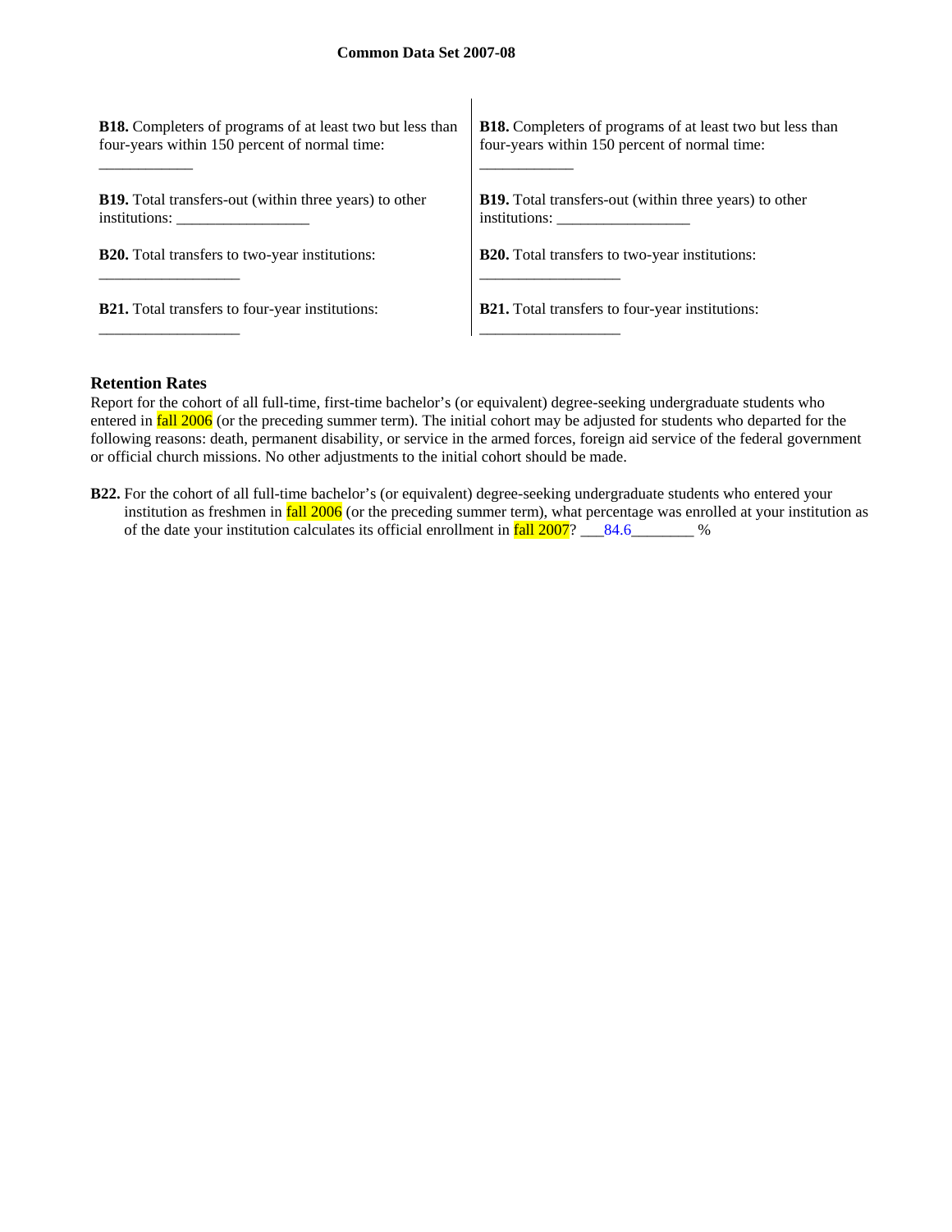| **B18.** Completers of programs of at least two but less than four-years within 150 percent of normal time: ____________ | **B18.** Completers of programs of at least two but less than four-years within 150 percent of normal time: ____________ |
|---|---|
| **B19.** Total transfers-out (within three years) to other institutions: _________________ | **B19.** Total transfers-out (within three years) to other institutions: _________________ |
| **B20.** Total transfers to two-year institutions: __________________ | **B20.** Total transfers to two-year institutions: __________________ |
| **B21.** Total transfers to four-year institutions: __________________ | **B21.** Total transfers to four-year institutions: __________________ |

### Retention Rates

Report for the cohort of all full-time, first-time bachelor's (or equivalent) degree-seeking undergraduate students who entered in fall 2006 (or the preceding summer term). The initial cohort may be adjusted for students who departed for the following reasons: death, permanent disability, or service in the armed forces, foreign aid service of the federal government or official church missions. No other adjustments to the initial cohort should be made.

**B22.** For the cohort of all full-time bachelor's (or equivalent) degree-seeking undergraduate students who entered your institution as freshmen in fall 2006 (or the preceding summer term), what percentage was enrolled at your institution as of the date your institution calculates its official enrollment in fall 2007? ___84.6________ %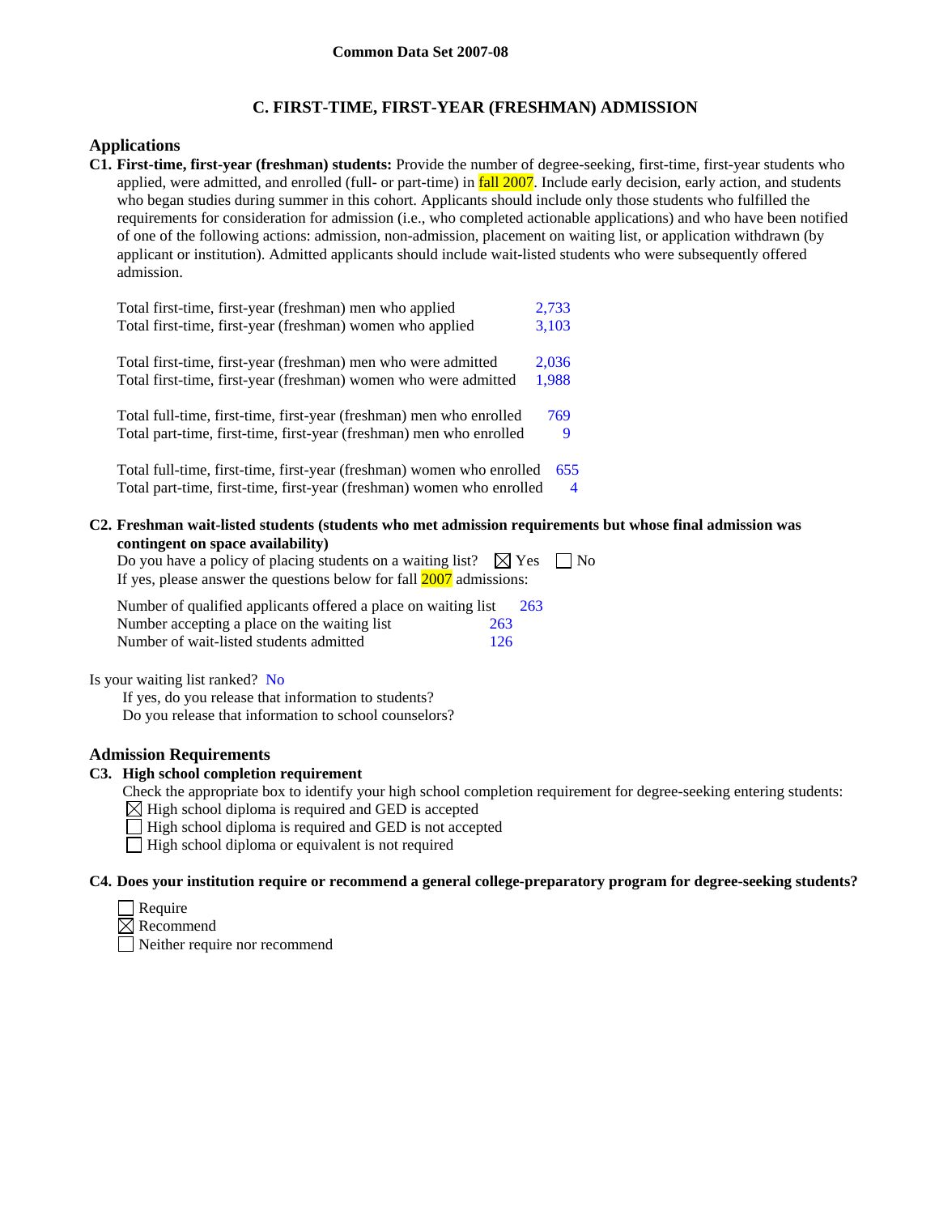# C. FIRST-TIME, FIRST-YEAR (FRESHMAN) ADMISSION

## Applications

**C1. First-time, first-year (freshman) students:** Provide the number of degree-seeking, first-time, first-year students who applied, were admitted, and enrolled (full- or part-time) in fall 2007. Include early decision, early action, and students who began studies during summer in this cohort. Applicants should include only those students who fulfilled the requirements for consideration for admission (i.e., who completed actionable applications) and who have been notified of one of the following actions: admission, non-admission, placement on waiting list, or application withdrawn (by applicant or institution). Admitted applicants should include wait-listed students who were subsequently offered admission.

| | |
|---|---|
| Total first-time, first-year (freshman) men who applied | 2,733 |
| Total first-time, first-year (freshman) women who applied | 3,103 |
| Total first-time, first-year (freshman) men who were admitted | 2,036 |
| Total first-time, first-year (freshman) women who were admitted | 1,988 |
| Total full-time, first-time, first-year (freshman) men who enrolled | 769 |
| Total part-time, first-time, first-year (freshman) men who enrolled | 9 |
| Total full-time, first-time, first-year (freshman) women who enrolled | 655 |
| Total part-time, first-time, first-year (freshman) women who enrolled | 4 |

**C2. Freshman wait-listed students (students who met admission requirements but whose final admission was contingent on space availability)**

Do you have a policy of placing students on a waiting list? ☒ Yes ☐ No

If yes, please answer the questions below for fall 2007 admissions:

| | |
|---|---|
| Number of qualified applicants offered a place on waiting list | 263 |
| Number accepting a place on the waiting list | 263 |
| Number of wait-listed students admitted | 126 |

Is your waiting list ranked? No

If yes, do you release that information to students?

Do you release that information to school counselors?

## Admission Requirements

**C3. High school completion requirement**

Check the appropriate box to identify your high school completion requirement for degree-seeking entering students:

☒ High school diploma is required and GED is accepted
☐ High school diploma is required and GED is not accepted
☐ High school diploma or equivalent is not required

**C4. Does your institution require or recommend a general college-preparatory program for degree-seeking students?**

☐ Require
☒ Recommend
☐ Neither require nor recommend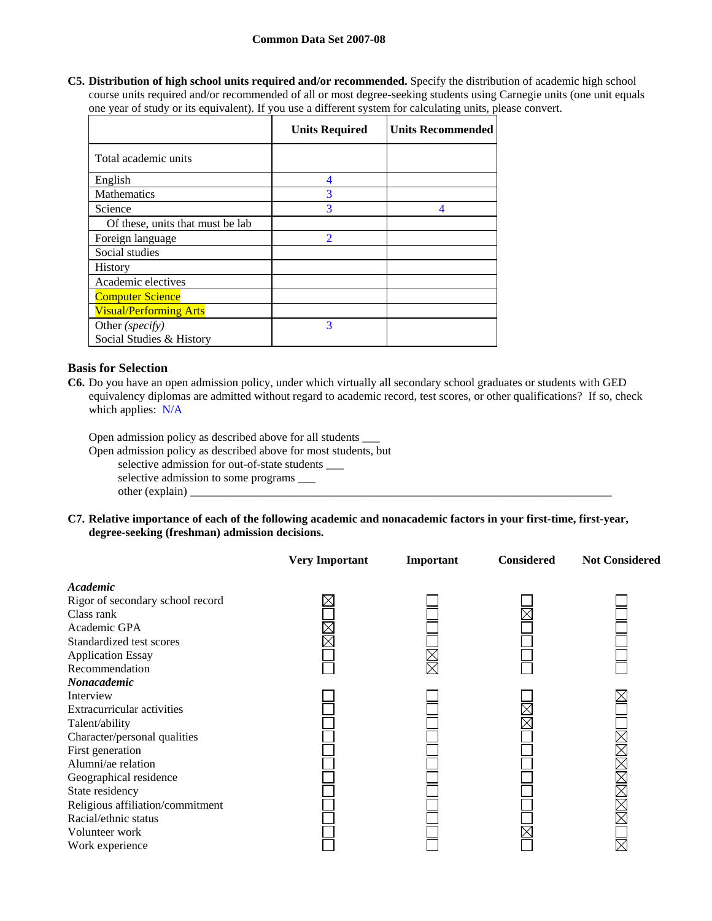**C5. Distribution of high school units required and/or recommended.** Specify the distribution of academic high school course units required and/or recommended of all or most degree-seeking students using Carnegie units (one unit equals one year of study or its equivalent). If you use a different system for calculating units, please convert.

| | Units Required | Units Recommended |
|---|---|---|
| Total academic units | | |
| English | 4 | |
| Mathematics | 3 | |
| Science | 3 | 4 |
| Of these, units that must be lab | | |
| Foreign language | 2 | |
| Social studies | | |
| History | | |
| Academic electives | | |
| Computer Science | | |
| Visual/Performing Arts | | |
| Other *(specify)* Social Studies & History | 3 | |

## Basis for Selection

**C6.** Do you have an open admission policy, under which virtually all secondary school graduates or students with GED equivalency diplomas are admitted without regard to academic record, test scores, or other qualifications? If so, check which applies: N/A

Open admission policy as described above for all students ___
Open admission policy as described above for most students, but
selective admission for out-of-state students ___
selective admission to some programs ___
other (explain) ___

**C7. Relative importance of each of the following academic and nonacademic factors in your first-time, first-year, degree-seeking (freshman) admission decisions.**

| | Very Important | Important | Considered | Not Considered |
|---|---|---|---|---|
| ***Academic*** | | | | |
| Rigor of secondary school record | X | | | |
| Class rank | | | X | |
| Academic GPA | X | | | |
| Standardized test scores | X | | | |
| Application Essay | | X | | |
| Recommendation | | X | | |
| ***Nonacademic*** | | | | |
| Interview | | | | X |
| Extracurricular activities | | | X | |
| Talent/ability | | | X | |
| Character/personal qualities | | | | X |
| First generation | | | | X |
| Alumni/ae relation | | | | X |
| Geographical residence | | | | X |
| State residency | | | | X |
| Religious affiliation/commitment | | | | X |
| Racial/ethnic status | | | | X |
| Volunteer work | | | X | |
| Work experience | | | | X |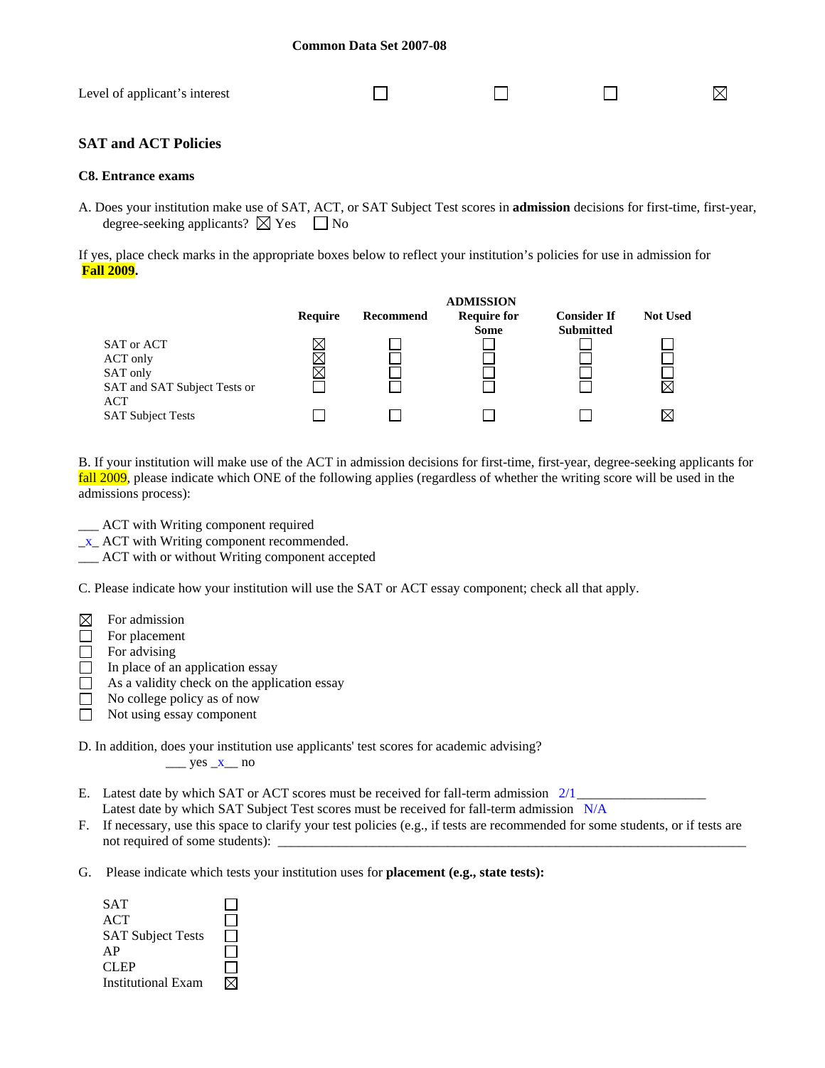Common Data Set 2007-08

| Level of applicant's interest | ☐ | ☐ | ☐ | ☒ |
|---|---|---|---|---|

## SAT and ACT Policies

### C8. Entrance exams

A. Does your institution make use of SAT, ACT, or SAT Subject Test scores in **admission** decisions for first-time, first-year, degree-seeking applicants? ☒ Yes ☐ No

If yes, place check marks in the appropriate boxes below to reflect your institution's policies for use in admission for **Fall 2009**.

| | Require | Recommend | ADMISSION Require for Some | Consider If Submitted | Not Used |
|---|---|---|---|---|---|
| SAT or ACT | ☒ | ☐ | ☐ | ☐ | ☐ |
| ACT only | ☒ | ☐ | ☐ | ☐ | ☐ |
| SAT only | ☒ | ☐ | ☐ | ☐ | ☐ |
| SAT and SAT Subject Tests or ACT | ☐ | ☐ | ☐ | ☐ | ☒ |
| SAT Subject Tests | ☐ | ☐ | ☐ | ☐ | ☒ |

B. If your institution will make use of the ACT in admission decisions for first-time, first-year, degree-seeking applicants for fall 2009, please indicate which ONE of the following applies (regardless of whether the writing score will be used in the admissions process):

___ ACT with Writing component required
_x_ ACT with Writing component recommended.
___ ACT with or without Writing component accepted

C. Please indicate how your institution will use the SAT or ACT essay component; check all that apply.

☒ For admission
☐ For placement
☐ For advising
☐ In place of an application essay
☐ As a validity check on the application essay
☐ No college policy as of now
☐ Not using essay component

D. In addition, does your institution use applicants' test scores for academic advising?
___ yes _x__ no

E. Latest date by which SAT or ACT scores must be received for fall-term admission 2/1___________________
Latest date by which SAT Subject Test scores must be received for fall-term admission N/A

F. If necessary, use this space to clarify your test policies (e.g., if tests are recommended for some students, or if tests are not required of some students): ___________________________________________________________________________

G. Please indicate which tests your institution uses for **placement (e.g., state tests):**

| | |
|---|---|
| SAT | ☐ |
| ACT | ☐ |
| SAT Subject Tests | ☐ |
| AP | ☐ |
| CLEP | ☐ |
| Institutional Exam | ☒ |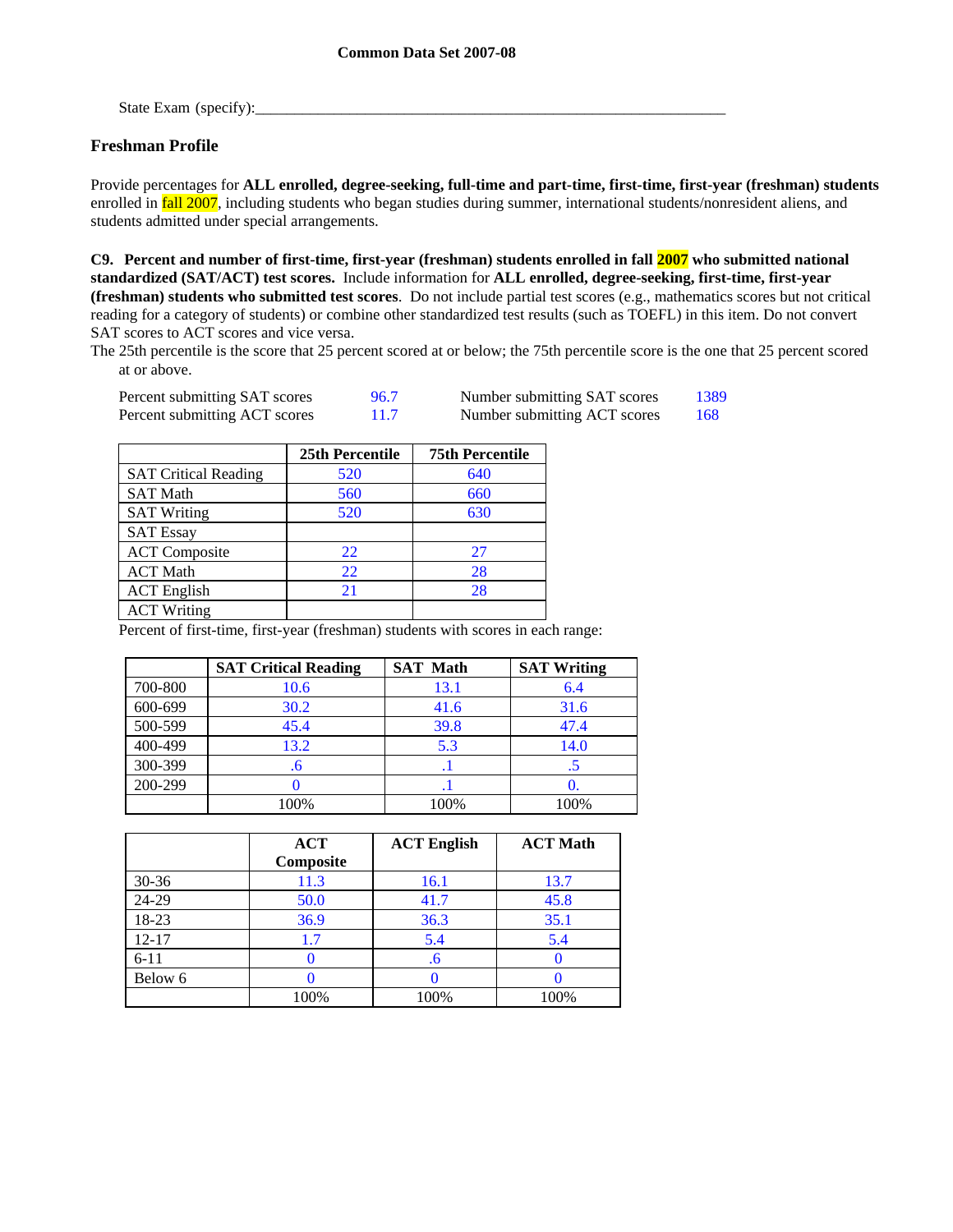State Exam (specify):_______________________________________________________________

## Freshman Profile

Provide percentages for **ALL enrolled, degree-seeking, full-time and part-time, first-time, first-year (freshman) students** enrolled in fall 2007, including students who began studies during summer, international students/nonresident aliens, and students admitted under special arrangements.

**C9. Percent and number of first-time, first-year (freshman) students enrolled in fall 2007 who submitted national standardized (SAT/ACT) test scores.** Include information for **ALL enrolled, degree-seeking, first-time, first-year (freshman) students who submitted test scores**. Do not include partial test scores (e.g., mathematics scores but not critical reading for a category of students) or combine other standardized test results (such as TOEFL) in this item. Do not convert SAT scores to ACT scores and vice versa.
The 25th percentile is the score that 25 percent scored at or below; the 75th percentile score is the one that 25 percent scored at or above.

| | | | |
|---|---|---|---|
| Percent submitting SAT scores | 96.7 | Number submitting SAT scores | 1389 |
| Percent submitting ACT scores | 11.7 | Number submitting ACT scores | 168 |

| | 25th Percentile | 75th Percentile |
|---|---|---|
| SAT Critical Reading | 520 | 640 |
| SAT Math | 560 | 660 |
| SAT Writing | 520 | 630 |
| SAT Essay | | |
| ACT Composite | 22 | 27 |
| ACT Math | 22 | 28 |
| ACT English | 21 | 28 |
| ACT Writing | | |

Percent of first-time, first-year (freshman) students with scores in each range:

| | SAT Critical Reading | SAT Math | SAT Writing |
|---|---|---|---|
| 700-800 | 10.6 | 13.1 | 6.4 |
| 600-699 | 30.2 | 41.6 | 31.6 |
| 500-599 | 45.4 | 39.8 | 47.4 |
| 400-499 | 13.2 | 5.3 | 14.0 |
| 300-399 | .6 | .1 | .5 |
| 200-299 | 0 | .1 | 0. |
| | 100% | 100% | 100% |

| | ACT Composite | ACT English | ACT Math |
|---|---|---|---|
| 30-36 | 11.3 | 16.1 | 13.7 |
| 24-29 | 50.0 | 41.7 | 45.8 |
| 18-23 | 36.9 | 36.3 | 35.1 |
| 12-17 | 1.7 | 5.4 | 5.4 |
| 6-11 | 0 | .6 | 0 |
| Below 6 | 0 | 0 | 0 |
| | 100% | 100% | 100% |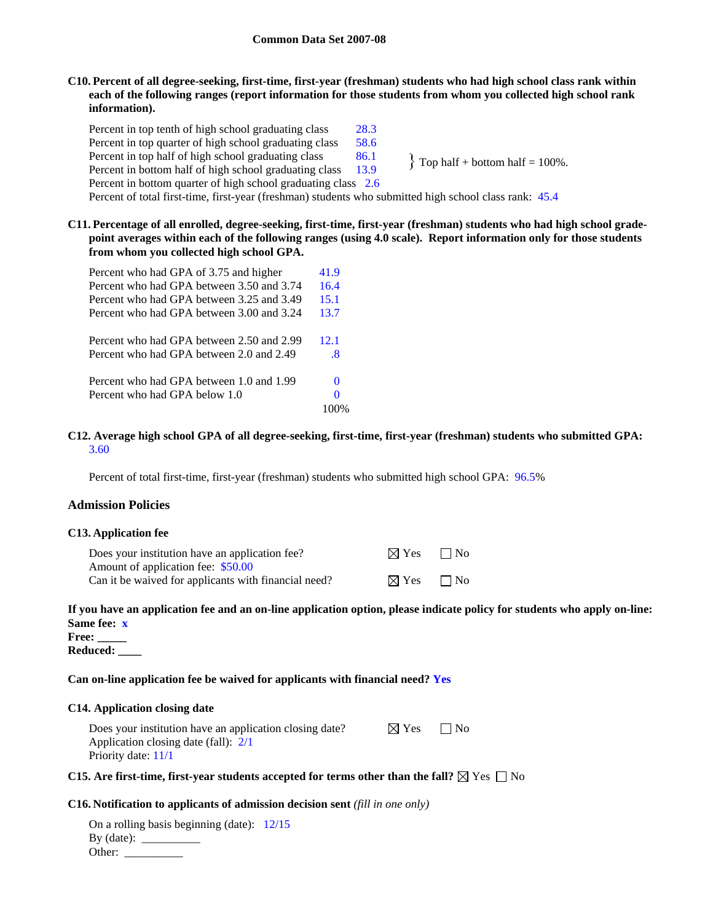**Common Data Set 2007-08**

**C10. Percent of all degree-seeking, first-time, first-year (freshman) students who had high school class rank within each of the following ranges (report information for those students from whom you collected high school rank information).**

| | |
|---|---|
| Percent in top tenth of high school graduating class | 28.3 |
| Percent in top quarter of high school graduating class | 58.6 |
| Percent in top half of high school graduating class | 86.1 |
| Percent in bottom half of high school graduating class | 13.9 |
| Percent in bottom quarter of high school graduating class | 2.6 |

} Top half + bottom half = 100%.

Percent of total first-time, first-year (freshman) students who submitted high school class rank: 45.4

**C11. Percentage of all enrolled, degree-seeking, first-time, first-year (freshman) students who had high school grade-point averages within each of the following ranges (using 4.0 scale). Report information only for those students from whom you collected high school GPA.**

| | |
|---|---|
| Percent who had GPA of 3.75 and higher | 41.9 |
| Percent who had GPA between 3.50 and 3.74 | 16.4 |
| Percent who had GPA between 3.25 and 3.49 | 15.1 |
| Percent who had GPA between 3.00 and 3.24 | 13.7 |
| Percent who had GPA between 2.50 and 2.99 | 12.1 |
| Percent who had GPA between 2.0 and 2.49 | .8 |
| Percent who had GPA between 1.0 and 1.99 | 0 |
| Percent who had GPA below 1.0 | 0 |
| | 100% |

**C12. Average high school GPA of all degree-seeking, first-time, first-year (freshman) students who submitted GPA:** 3.60

Percent of total first-time, first-year (freshman) students who submitted high school GPA: 96.5%

## Admission Policies

**C13. Application fee**

Does your institution have an application fee? ☒ Yes ☐ No

Amount of application fee: $50.00

Can it be waived for applicants with financial need? ☒ Yes ☐ No

**If you have an application fee and an on-line application option, please indicate policy for students who apply on-line:**

**Same fee:** x

**Free:** _____

**Reduced:** ____

**Can on-line application fee be waived for applicants with financial need?** Yes

**C14. Application closing date**

Does your institution have an application closing date? ☒ Yes ☐ No

Application closing date (fall): 2/1

Priority date: 11/1

**C15. Are first-time, first-year students accepted for terms other than the fall?** ☒ Yes ☐ No

**C16. Notification to applicants of admission decision sent** *(fill in one only)*

On a rolling basis beginning (date): 12/15

By (date): __________

Other: __________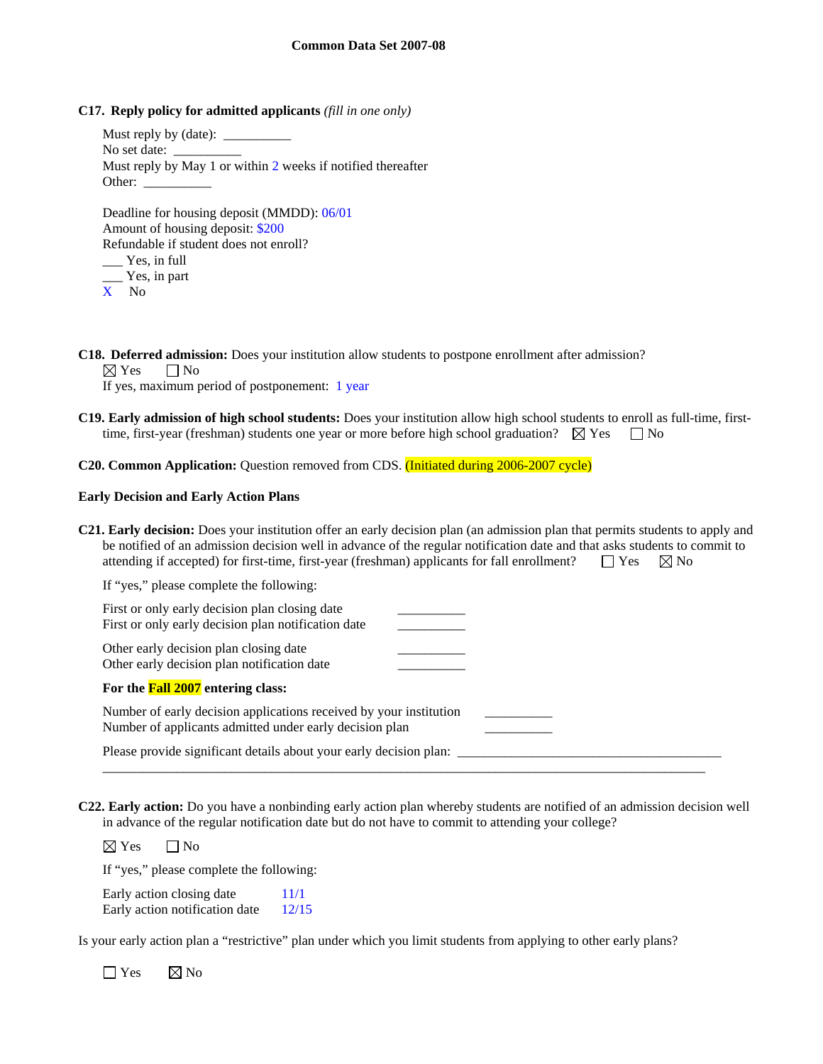**C17. Reply policy for admitted applicants** *(fill in one only)*

Must reply by (date): __________
No set date: __________
Must reply by May 1 or within 2 weeks if notified thereafter
Other: __________

Deadline for housing deposit (MMDD): 06/01
Amount of housing deposit: $200
Refundable if student does not enroll?
___ Yes, in full
___ Yes, in part
X No

**C18. Deferred admission:** Does your institution allow students to postpone enrollment after admission?
☒ Yes ☐ No
If yes, maximum period of postponement: 1 year

**C19. Early admission of high school students:** Does your institution allow high school students to enroll as full-time, first-time, first-year (freshman) students one year or more before high school graduation? ☒ Yes ☐ No

**C20. Common Application:** Question removed from CDS. (Initiated during 2006-2007 cycle)

**Early Decision and Early Action Plans**

**C21. Early decision:** Does your institution offer an early decision plan (an admission plan that permits students to apply and be notified of an admission decision well in advance of the regular notification date and that asks students to commit to attending if accepted) for first-time, first-year (freshman) applicants for fall enrollment? ☐ Yes ☒ No

If "yes," please complete the following:

First or only early decision plan closing date __________
First or only early decision plan notification date __________

Other early decision plan closing date __________
Other early decision plan notification date __________

**For the Fall 2007 entering class:**

Number of early decision applications received by your institution __________
Number of applicants admitted under early decision plan __________

Please provide significant details about your early decision plan: __________________________________________
______________________________________________________________________________________

**C22. Early action:** Do you have a nonbinding early action plan whereby students are notified of an admission decision well in advance of the regular notification date but do not have to commit to attending your college?

☒ Yes ☐ No

If "yes," please complete the following:

Early action closing date 11/1
Early action notification date 12/15

Is your early action plan a "restrictive" plan under which you limit students from applying to other early plans?

☐ Yes ☒ No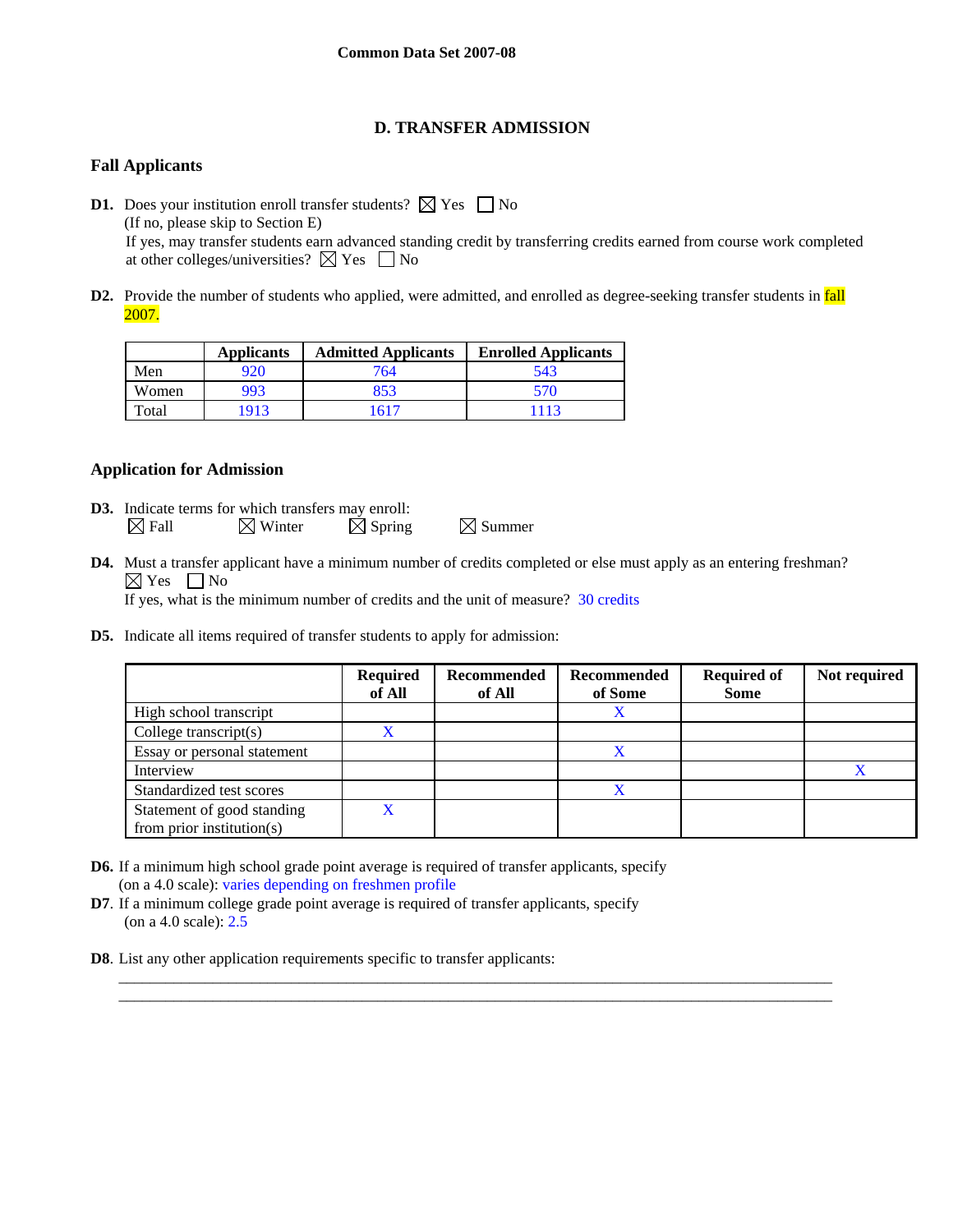**Common Data Set 2007-08**

## D. TRANSFER ADMISSION

### Fall Applicants

**D1.** Does your institution enroll transfer students? ☒ Yes ☐ No
(If no, please skip to Section E)
If yes, may transfer students earn advanced standing credit by transferring credits earned from course work completed at other colleges/universities? ☒ Yes ☐ No

**D2.** Provide the number of students who applied, were admitted, and enrolled as degree-seeking transfer students in fall 2007.

| | Applicants | Admitted Applicants | Enrolled Applicants |
|---|---|---|---|
| Men | 920 | 764 | 543 |
| Women | 993 | 853 | 570 |
| Total | 1913 | 1617 | 1113 |

### Application for Admission

**D3.** Indicate terms for which transfers may enroll:
☒ Fall ☒ Winter ☒ Spring ☒ Summer

**D4.** Must a transfer applicant have a minimum number of credits completed or else must apply as an entering freshman?
☒ Yes ☐ No
If yes, what is the minimum number of credits and the unit of measure? 30 credits

**D5.** Indicate all items required of transfer students to apply for admission:

| | Required of All | Recommended of All | Recommended of Some | Required of Some | Not required |
|---|---|---|---|---|---|
| High school transcript | | | X | | |
| College transcript(s) | X | | | | |
| Essay or personal statement | | | X | | |
| Interview | | | | | X |
| Standardized test scores | | | X | | |
| Statement of good standing from prior institution(s) | X | | | | |

**D6.** If a minimum high school grade point average is required of transfer applicants, specify (on a 4.0 scale): varies depending on freshmen profile

**D7**. If a minimum college grade point average is required of transfer applicants, specify (on a 4.0 scale): 2.5

**D8**. List any other application requirements specific to transfer applicants:

\_\_\_\_\_\_\_\_\_\_\_\_\_\_\_\_\_\_\_\_\_\_\_\_\_\_\_\_\_\_\_\_\_\_\_\_\_\_\_\_\_\_\_\_\_\_\_\_\_\_\_\_\_\_\_\_\_\_\_\_\_\_\_\_\_\_\_\_\_\_\_\_\_\_\_\_\_\_

\_\_\_\_\_\_\_\_\_\_\_\_\_\_\_\_\_\_\_\_\_\_\_\_\_\_\_\_\_\_\_\_\_\_\_\_\_\_\_\_\_\_\_\_\_\_\_\_\_\_\_\_\_\_\_\_\_\_\_\_\_\_\_\_\_\_\_\_\_\_\_\_\_\_\_\_\_\_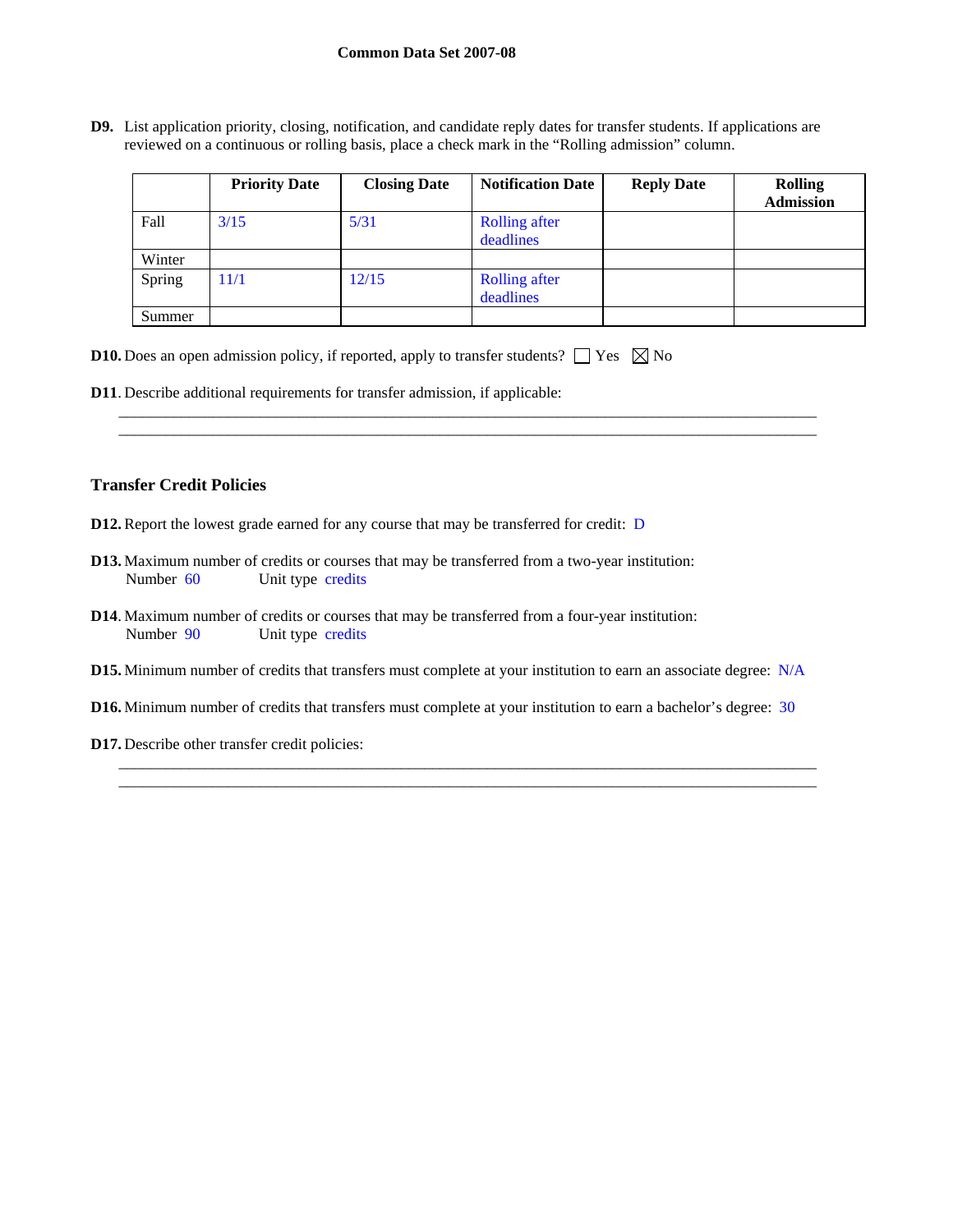**D9.** List application priority, closing, notification, and candidate reply dates for transfer students. If applications are reviewed on a continuous or rolling basis, place a check mark in the "Rolling admission" column.

| | Priority Date | Closing Date | Notification Date | Reply Date | Rolling Admission |
|---|---|---|---|---|---|
| Fall | 3/15 | 5/31 | Rolling after deadlines | | |
| Winter | | | | | |
| Spring | 11/1 | 12/15 | Rolling after deadlines | | |
| Summer | | | | | |

**D10.** Does an open admission policy, if reported, apply to transfer students? ☐ Yes ☒ No

**D11**. Describe additional requirements for transfer admission, if applicable:

______________________________________________________________________________

______________________________________________________________________________

## Transfer Credit Policies

**D12.** Report the lowest grade earned for any course that may be transferred for credit: D

**D13.** Maximum number of credits or courses that may be transferred from a two-year institution:
Number 60 Unit type credits

**D14**. Maximum number of credits or courses that may be transferred from a four-year institution:
Number 90 Unit type credits

**D15.** Minimum number of credits that transfers must complete at your institution to earn an associate degree: N/A

**D16.** Minimum number of credits that transfers must complete at your institution to earn a bachelor's degree: 30

**D17.** Describe other transfer credit policies:

______________________________________________________________________________

______________________________________________________________________________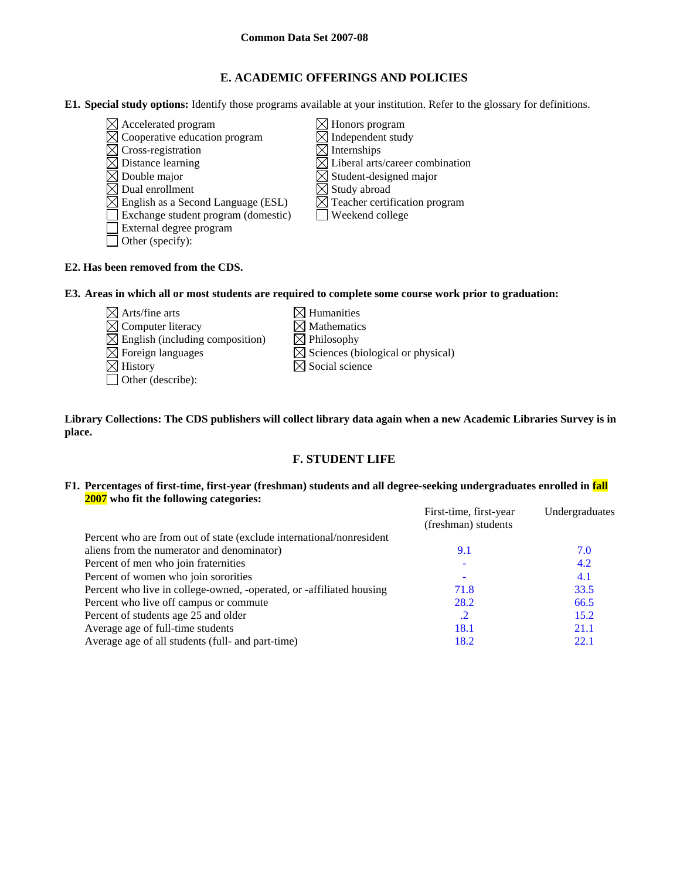Common Data Set 2007-08

## E. ACADEMIC OFFERINGS AND POLICIES

**E1. Special study options:** Identify those programs available at your institution. Refer to the glossary for definitions.

- ☒ Accelerated program
- ☒ Cooperative education program
- ☒ Cross-registration
- ☒ Distance learning
- ☒ Double major
- ☒ Dual enrollment
- ☒ English as a Second Language (ESL)
- ☐ Exchange student program (domestic)
- ☐ External degree program
- ☐ Other (specify):
- ☒ Honors program
- ☒ Independent study
- ☒ Internships
- ☒ Liberal arts/career combination
- ☒ Student-designed major
- ☒ Study abroad
- ☒ Teacher certification program
- ☐ Weekend college

**E2. Has been removed from the CDS.**

**E3. Areas in which all or most students are required to complete some course work prior to graduation:**

- ☒ Arts/fine arts
- ☒ Computer literacy
- ☒ English (including composition)
- ☒ Foreign languages
- ☒ History
- ☐ Other (describe):
- ☒ Humanities
- ☒ Mathematics
- ☒ Philosophy
- ☒ Sciences (biological or physical)
- ☒ Social science

**Library Collections: The CDS publishers will collect library data again when a new Academic Libraries Survey is in place.**

## F. STUDENT LIFE

**F1. Percentages of first-time, first-year (freshman) students and all degree-seeking undergraduates enrolled in fall 2007 who fit the following categories:**

| | First-time, first-year (freshman) students | Undergraduates |
|---|---|---|
| Percent who are from out of state (exclude international/nonresident aliens from the numerator and denominator) | 9.1 | 7.0 |
| Percent of men who join fraternities | - | 4.2 |
| Percent of women who join sororities | - | 4.1 |
| Percent who live in college-owned, -operated, or -affiliated housing | 71.8 | 33.5 |
| Percent who live off campus or commute | 28.2 | 66.5 |
| Percent of students age 25 and older | .2 | 15.2 |
| Average age of full-time students | 18.1 | 21.1 |
| Average age of all students (full- and part-time) | 18.2 | 22.1 |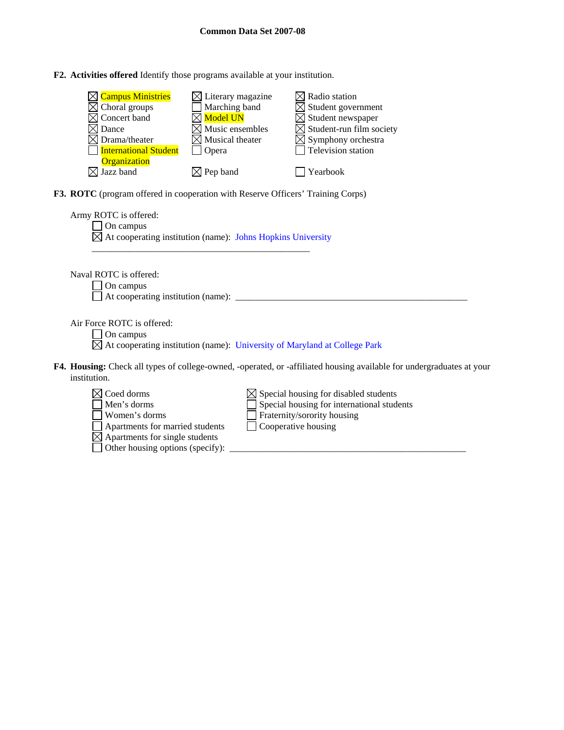**F2. Activities offered** Identify those programs available at your institution.

- ☒ Campus Ministries
- ☒ Choral groups
- ☒ Concert band
- ☒ Dance
- ☒ Drama/theater
- ☐ International Student Organization
- ☒ Jazz band
- ☒ Literary magazine
- ☐ Marching band
- ☒ Model UN
- ☒ Music ensembles
- ☒ Musical theater
- ☐ Opera
- ☒ Pep band
- ☒ Radio station
- ☒ Student government
- ☒ Student newspaper
- ☒ Student-run film society
- ☒ Symphony orchestra
- ☐ Television station
- ☐ Yearbook

**F3. ROTC** (program offered in cooperation with Reserve Officers' Training Corps)

Army ROTC is offered:
- ☐ On campus
- ☒ At cooperating institution (name): Johns Hopkins University

Naval ROTC is offered:
- ☐ On campus
- ☐ At cooperating institution (name): ______________________________

Air Force ROTC is offered:
- ☐ On campus
- ☒ At cooperating institution (name): University of Maryland at College Park

**F4. Housing:** Check all types of college-owned, -operated, or -affiliated housing available for undergraduates at your institution.

- ☒ Coed dorms
- ☐ Men's dorms
- ☐ Women's dorms
- ☐ Apartments for married students
- ☒ Apartments for single students
- ☐ Other housing options (specify): ______________________________
- ☒ Special housing for disabled students
- ☐ Special housing for international students
- ☐ Fraternity/sorority housing
- ☐ Cooperative housing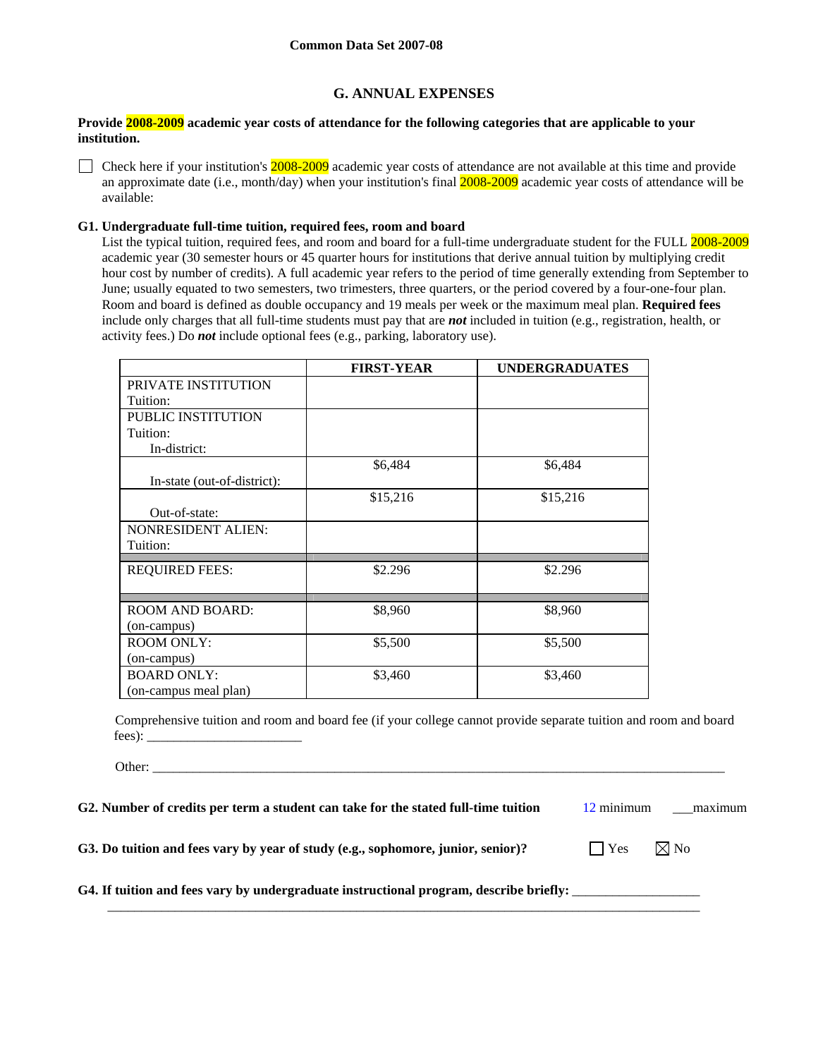Common Data Set 2007-08

## G. ANNUAL EXPENSES

**Provide 2008-2009 academic year costs of attendance for the following categories that are applicable to your institution.**

☐ Check here if your institution's 2008-2009 academic year costs of attendance are not available at this time and provide an approximate date (i.e., month/day) when your institution's final 2008-2009 academic year costs of attendance will be available:

**G1. Undergraduate full-time tuition, required fees, room and board**

List the typical tuition, required fees, and room and board for a full-time undergraduate student for the FULL 2008-2009 academic year (30 semester hours or 45 quarter hours for institutions that derive annual tuition by multiplying credit hour cost by number of credits). A full academic year refers to the period of time generally extending from September to June; usually equated to two semesters, two trimesters, three quarters, or the period covered by a four-one-four plan. Room and board is defined as double occupancy and 19 meals per week or the maximum meal plan. **Required fees** include only charges that all full-time students must pay that are ***not*** included in tuition (e.g., registration, health, or activity fees.) Do ***not*** include optional fees (e.g., parking, laboratory use).

| | FIRST-YEAR | UNDERGRADUATES |
|---|---|---|
| PRIVATE INSTITUTION Tuition: | | |
| PUBLIC INSTITUTION Tuition: In-district: | | |
| In-state (out-of-district): | $6,484 | $6,484 |
| Out-of-state: | $15,216 | $15,216 |
| NONRESIDENT ALIEN: Tuition: | | |
| REQUIRED FEES: | $2.296 | $2.296 |
| ROOM AND BOARD: (on-campus) | $8,960 | $8,960 |
| ROOM ONLY: (on-campus) | $5,500 | $5,500 |
| BOARD ONLY: (on-campus meal plan) | $3,460 | $3,460 |

Comprehensive tuition and room and board fee (if your college cannot provide separate tuition and room and board fees): _______________________

Other: _______________________________________________________________________________________

**G2. Number of credits per term a student can take for the stated full-time tuition** 12 minimum ___maximum

**G3. Do tuition and fees vary by year of study (e.g., sophomore, junior, senior)?** ☐ Yes ☒ No

**G4. If tuition and fees vary by undergraduate instructional program, describe briefly:** ___________________

_____________________________________________________________________________________________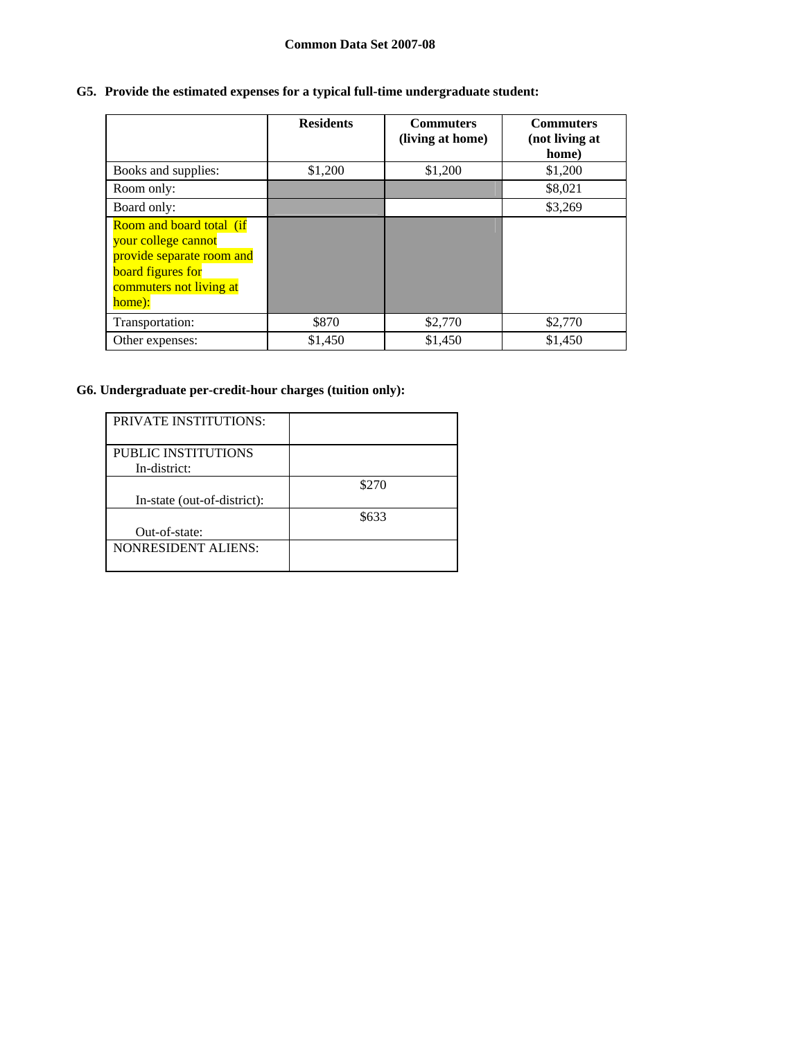**Common Data Set 2007-08**

**G5. Provide the estimated expenses for a typical full-time undergraduate student:**

| | **Residents** | **Commuters (living at home)** | **Commuters (not living at home)** |
|---|---|---|---|
| Books and supplies: | $1,200 | $1,200 | $1,200 |
| Room only: | | | $8,021 |
| Board only: | | | $3,269 |
| Room and board total (if your college cannot provide separate room and board figures for commuters not living at home): | | | |
| Transportation: | $870 | $2,770 | $2,770 |
| Other expenses: | $1,450 | $1,450 | $1,450 |

**G6. Undergraduate per-credit-hour charges (tuition only):**

| | |
|---|---|
| PRIVATE INSTITUTIONS: | |
| PUBLIC INSTITUTIONS In-district: | |
| In-state (out-of-district): | $270 |
| Out-of-state: | $633 |
| NONRESIDENT ALIENS: | |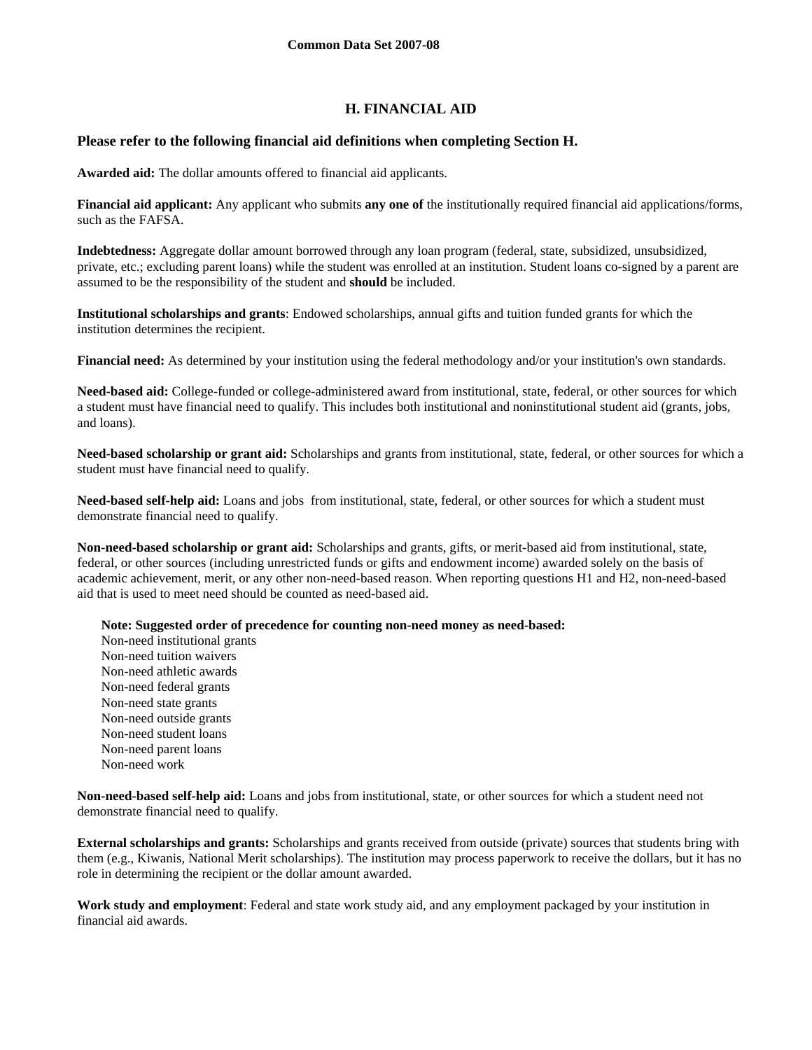## H. FINANCIAL AID

### Please refer to the following financial aid definitions when completing Section H.

**Awarded aid:** The dollar amounts offered to financial aid applicants.

**Financial aid applicant:** Any applicant who submits **any one of** the institutionally required financial aid applications/forms, such as the FAFSA.

**Indebtedness:** Aggregate dollar amount borrowed through any loan program (federal, state, subsidized, unsubsidized, private, etc.; excluding parent loans) while the student was enrolled at an institution. Student loans co-signed by a parent are assumed to be the responsibility of the student and **should** be included.

**Institutional scholarships and grants**: Endowed scholarships, annual gifts and tuition funded grants for which the institution determines the recipient.

**Financial need:** As determined by your institution using the federal methodology and/or your institution's own standards.

**Need-based aid:** College-funded or college-administered award from institutional, state, federal, or other sources for which a student must have financial need to qualify. This includes both institutional and noninstitutional student aid (grants, jobs, and loans).

**Need-based scholarship or grant aid:** Scholarships and grants from institutional, state, federal, or other sources for which a student must have financial need to qualify.

**Need-based self-help aid:** Loans and jobs from institutional, state, federal, or other sources for which a student must demonstrate financial need to qualify.

**Non-need-based scholarship or grant aid:** Scholarships and grants, gifts, or merit-based aid from institutional, state, federal, or other sources (including unrestricted funds or gifts and endowment income) awarded solely on the basis of academic achievement, merit, or any other non-need-based reason. When reporting questions H1 and H2, non-need-based aid that is used to meet need should be counted as need-based aid.

**Note: Suggested order of precedence for counting non-need money as need-based:**
Non-need institutional grants
Non-need tuition waivers
Non-need athletic awards
Non-need federal grants
Non-need state grants
Non-need outside grants
Non-need student loans
Non-need parent loans
Non-need work

**Non-need-based self-help aid:** Loans and jobs from institutional, state, or other sources for which a student need not demonstrate financial need to qualify.

**External scholarships and grants:** Scholarships and grants received from outside (private) sources that students bring with them (e.g., Kiwanis, National Merit scholarships). The institution may process paperwork to receive the dollars, but it has no role in determining the recipient or the dollar amount awarded.

**Work study and employment**: Federal and state work study aid, and any employment packaged by your institution in financial aid awards.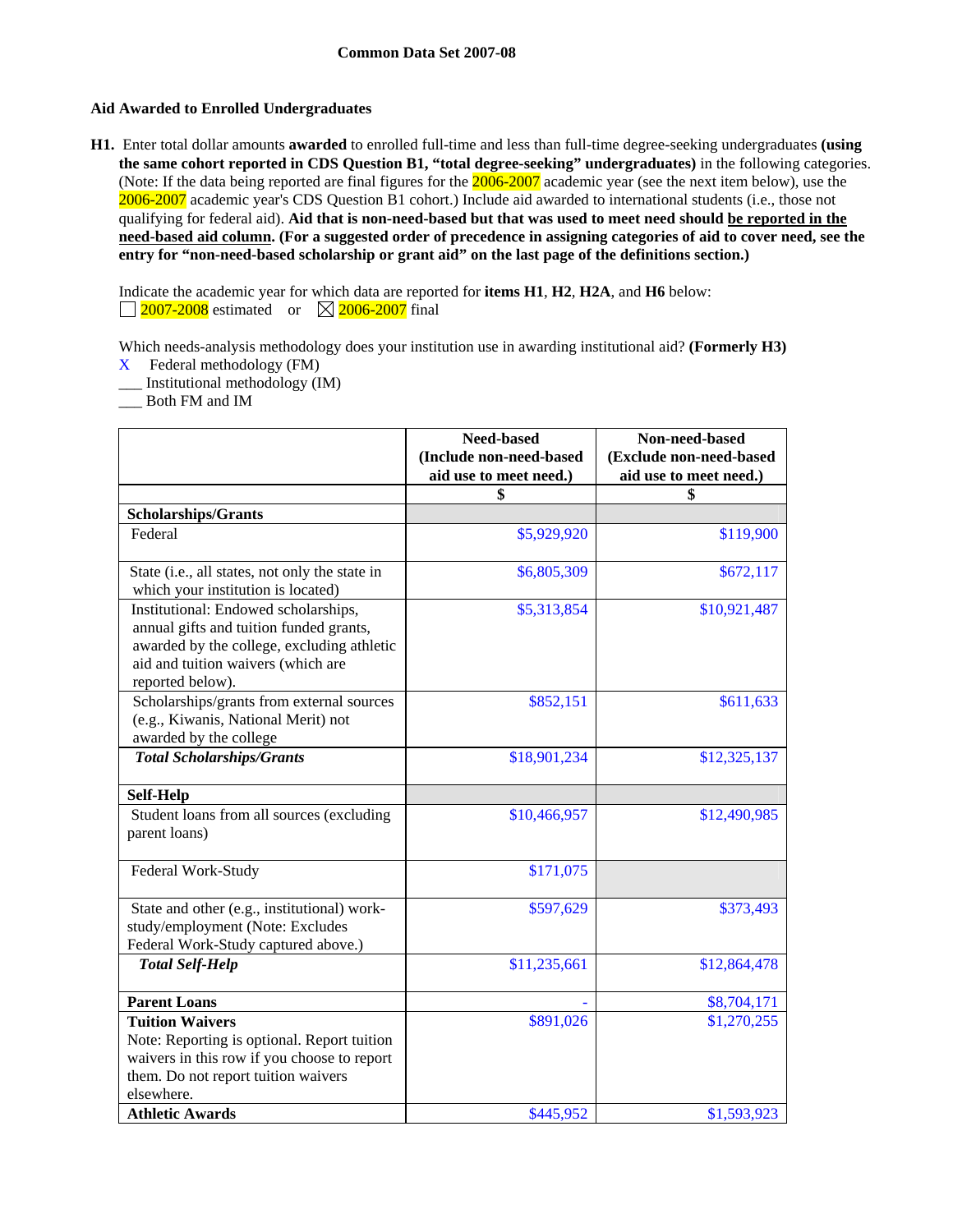Common Data Set 2007-08

## Aid Awarded to Enrolled Undergraduates

**H1.** Enter total dollar amounts **awarded** to enrolled full-time and less than full-time degree-seeking undergraduates **(using the same cohort reported in CDS Question B1, "total degree-seeking" undergraduates)** in the following categories. (Note: If the data being reported are final figures for the 2006-2007 academic year (see the next item below), use the 2006-2007 academic year's CDS Question B1 cohort.) Include aid awarded to international students (i.e., those not qualifying for federal aid). **Aid that is non-need-based but that was used to meet need should be reported in the need-based aid column. (For a suggested order of precedence in assigning categories of aid to cover need, see the entry for "non-need-based scholarship or grant aid" on the last page of the definitions section.)**

Indicate the academic year for which data are reported for **items H1**, **H2**, **H2A**, and **H6** below:
☐ 2007-2008 estimated or ☒ 2006-2007 final

Which needs-analysis methodology does your institution use in awarding institutional aid? **(Formerly H3)**
X Federal methodology (FM)
___ Institutional methodology (IM)
___ Both FM and IM

| | Need-based (Include non-need-based aid use to meet need.) | Non-need-based (Exclude non-need-based aid use to meet need.) |
|---|---|---|
| | $ | $ |
| **Scholarships/Grants** | | |
| Federal | $5,929,920 | $119,900 |
| State (i.e., all states, not only the state in which your institution is located) | $6,805,309 | $672,117 |
| Institutional: Endowed scholarships, annual gifts and tuition funded grants, awarded by the college, excluding athletic aid and tuition waivers (which are reported below). | $5,313,854 | $10,921,487 |
| Scholarships/grants from external sources (e.g., Kiwanis, National Merit) not awarded by the college | $852,151 | $611,633 |
| ***Total Scholarships/Grants*** | $18,901,234 | $12,325,137 |
| **Self-Help** | | |
| Student loans from all sources (excluding parent loans) | $10,466,957 | $12,490,985 |
| Federal Work-Study | $171,075 | |
| State and other (e.g., institutional) work-study/employment (Note: Excludes Federal Work-Study captured above.) | $597,629 | $373,493 |
| ***Total Self-Help*** | $11,235,661 | $12,864,478 |
| **Parent Loans** | - | $8,704,171 |
| **Tuition Waivers** Note: Reporting is optional. Report tuition waivers in this row if you choose to report them. Do not report tuition waivers elsewhere. | $891,026 | $1,270,255 |
| **Athletic Awards** | $445,952 | $1,593,923 |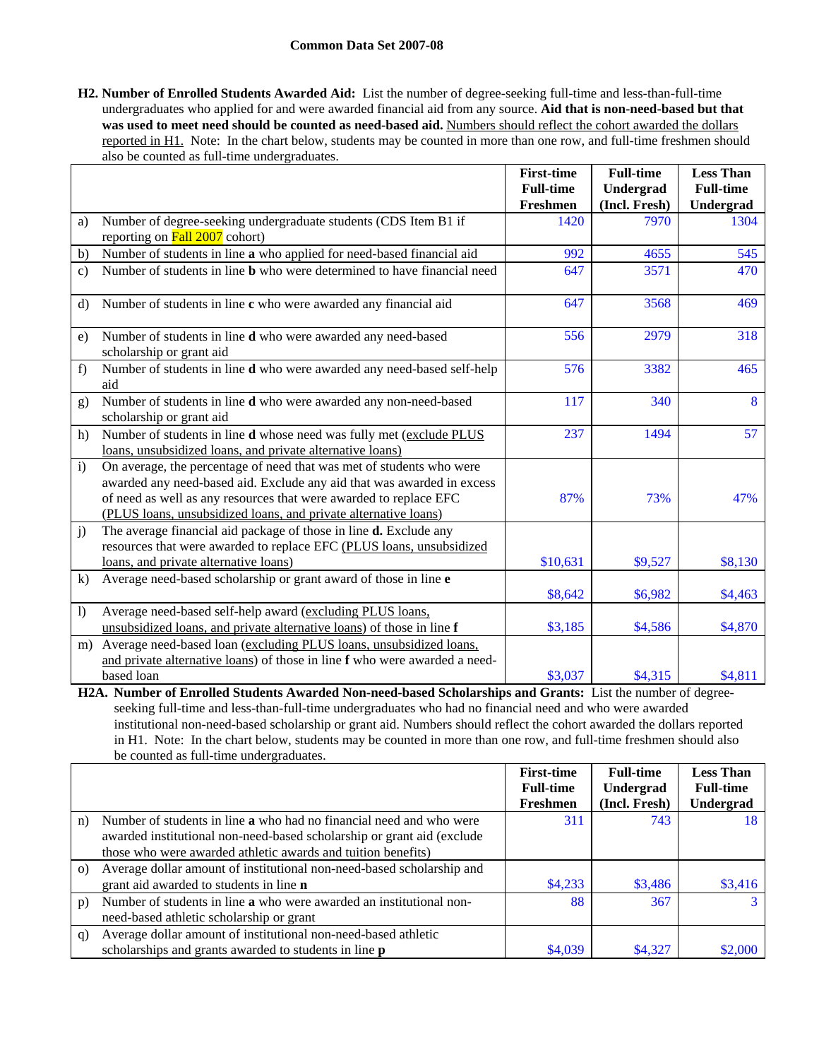**H2. Number of Enrolled Students Awarded Aid:** List the number of degree-seeking full-time and less-than-full-time undergraduates who applied for and were awarded financial aid from any source. **Aid that is non-need-based but that was used to meet need should be counted as need-based aid.** Numbers should reflect the cohort awarded the dollars reported in H1. Note: In the chart below, students may be counted in more than one row, and full-time freshmen should also be counted as full-time undergraduates.

| | | First-time Full-time Freshmen | Full-time Undergrad (Incl. Fresh) | Less Than Full-time Undergrad |
|---|---|---|---|---|
| a) | Number of degree-seeking undergraduate students (CDS Item B1 if reporting on Fall 2007 cohort) | 1420 | 7970 | 1304 |
| b) | Number of students in line **a** who applied for need-based financial aid | 992 | 4655 | 545 |
| c) | Number of students in line **b** who were determined to have financial need | 647 | 3571 | 470 |
| d) | Number of students in line **c** who were awarded any financial aid | 647 | 3568 | 469 |
| e) | Number of students in line **d** who were awarded any need-based scholarship or grant aid | 556 | 2979 | 318 |
| f) | Number of students in line **d** who were awarded any need-based self-help aid | 576 | 3382 | 465 |
| g) | Number of students in line **d** who were awarded any non-need-based scholarship or grant aid | 117 | 340 | 8 |
| h) | Number of students in line **d** whose need was fully met (exclude PLUS loans, unsubsidized loans, and private alternative loans) | 237 | 1494 | 57 |
| i) | On average, the percentage of need that was met of students who were awarded any need-based aid. Exclude any aid that was awarded in excess of need as well as any resources that were awarded to replace EFC (PLUS loans, unsubsidized loans, and private alternative loans) | 87% | 73% | 47% |
| j) | The average financial aid package of those in line **d.** Exclude any resources that were awarded to replace EFC (PLUS loans, unsubsidized loans, and private alternative loans) | $10,631 | $9,527 | $8,130 |
| k) | Average need-based scholarship or grant award of those in line **e** | $8,642 | $6,982 | $4,463 |
| l) | Average need-based self-help award (excluding PLUS loans, unsubsidized loans, and private alternative loans) of those in line **f** | $3,185 | $4,586 | $4,870 |
| m) | Average need-based loan (excluding PLUS loans, unsubsidized loans, and private alternative loans) of those in line **f** who were awarded a need-based loan | $3,037 | $4,315 | $4,811 |

**H2A. Number of Enrolled Students Awarded Non-need-based Scholarships and Grants:** List the number of degree-seeking full-time and less-than-full-time undergraduates who had no financial need and who were awarded institutional non-need-based scholarship or grant aid. Numbers should reflect the cohort awarded the dollars reported in H1. Note: In the chart below, students may be counted in more than one row, and full-time freshmen should also be counted as full-time undergraduates.

| | | First-time Full-time Freshmen | Full-time Undergrad (Incl. Fresh) | Less Than Full-time Undergrad |
|---|---|---|---|---|
| n) | Number of students in line **a** who had no financial need and who were awarded institutional non-need-based scholarship or grant aid (exclude those who were awarded athletic awards and tuition benefits) | 311 | 743 | 18 |
| o) | Average dollar amount of institutional non-need-based scholarship and grant aid awarded to students in line **n** | $4,233 | $3,486 | $3,416 |
| p) | Number of students in line **a** who were awarded an institutional non-need-based athletic scholarship or grant | 88 | 367 | 3 |
| q) | Average dollar amount of institutional non-need-based athletic scholarships and grants awarded to students in line **p** | $4,039 | $4,327 | $2,000 |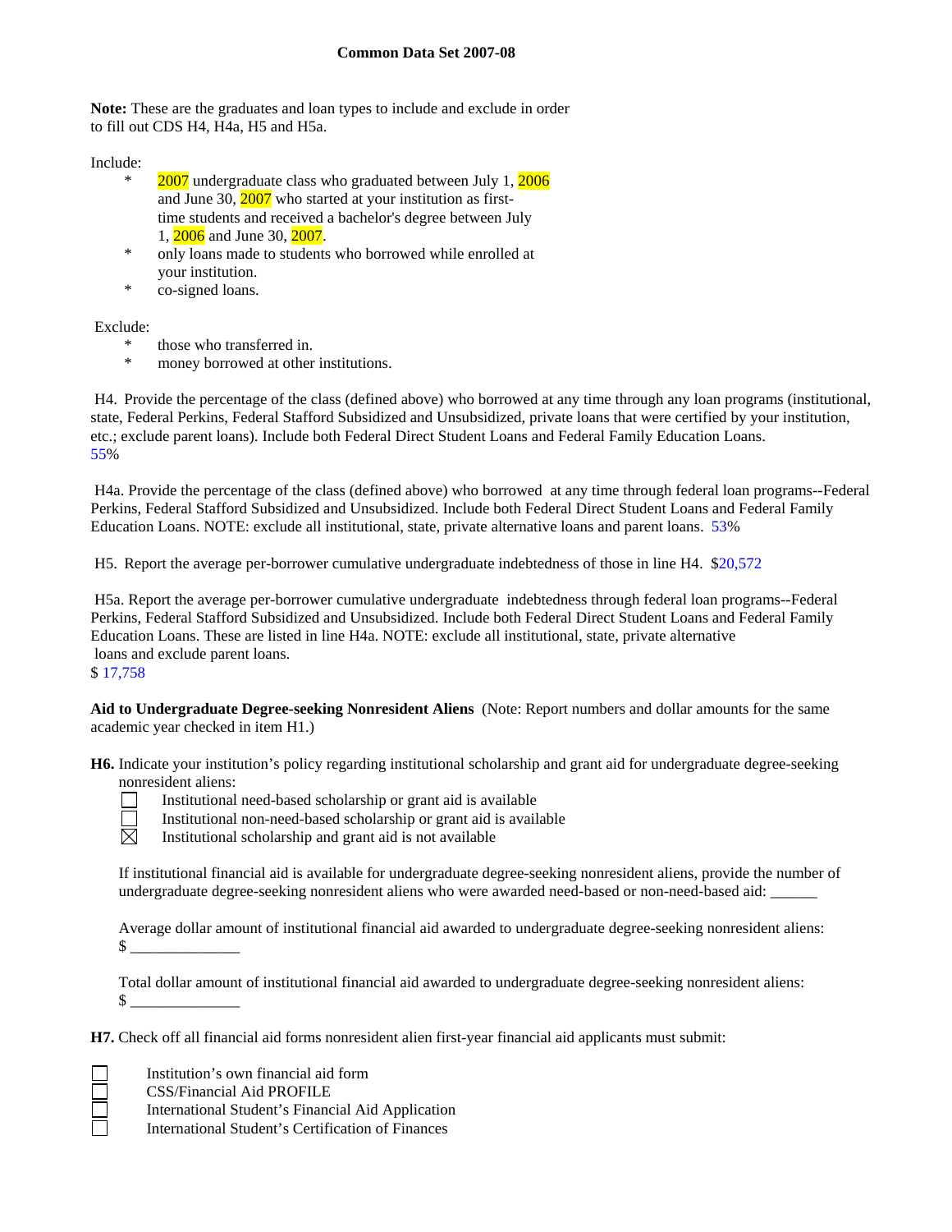**Common Data Set 2007-08**

**Note:** These are the graduates and loan types to include and exclude in order to fill out CDS H4, H4a, H5 and H5a.

Include:

- 2007 undergraduate class who graduated between July 1, 2006 and June 30, 2007 who started at your institution as first-time students and received a bachelor's degree between July 1, 2006 and June 30, 2007.
- only loans made to students who borrowed while enrolled at your institution.
- co-signed loans.

Exclude:

- those who transferred in.
- money borrowed at other institutions.

H4. Provide the percentage of the class (defined above) who borrowed at any time through any loan programs (institutional, state, Federal Perkins, Federal Stafford Subsidized and Unsubsidized, private loans that were certified by your institution, etc.; exclude parent loans). Include both Federal Direct Student Loans and Federal Family Education Loans.
55%

H4a. Provide the percentage of the class (defined above) who borrowed at any time through federal loan programs--Federal Perkins, Federal Stafford Subsidized and Unsubsidized. Include both Federal Direct Student Loans and Federal Family Education Loans. NOTE: exclude all institutional, state, private alternative loans and parent loans. 53%

H5. Report the average per-borrower cumulative undergraduate indebtedness of those in line H4. $20,572

H5a. Report the average per-borrower cumulative undergraduate indebtedness through federal loan programs--Federal Perkins, Federal Stafford Subsidized and Unsubsidized. Include both Federal Direct Student Loans and Federal Family Education Loans. These are listed in line H4a. NOTE: exclude all institutional, state, private alternative loans and exclude parent loans.
$ 17,758

**Aid to Undergraduate Degree-seeking Nonresident Aliens** (Note: Report numbers and dollar amounts for the same academic year checked in item H1.)

**H6.** Indicate your institution's policy regarding institutional scholarship and grant aid for undergraduate degree-seeking nonresident aliens:

- ☐ Institutional need-based scholarship or grant aid is available
- ☐ Institutional non-need-based scholarship or grant aid is available
- ☒ Institutional scholarship and grant aid is not available

If institutional financial aid is available for undergraduate degree-seeking nonresident aliens, provide the number of undergraduate degree-seeking nonresident aliens who were awarded need-based or non-need-based aid: ______

Average dollar amount of institutional financial aid awarded to undergraduate degree-seeking nonresident aliens:
$ ______________

Total dollar amount of institutional financial aid awarded to undergraduate degree-seeking nonresident aliens:
$ ______________

**H7.** Check off all financial aid forms nonresident alien first-year financial aid applicants must submit:

- ☐ Institution's own financial aid form
- ☐ CSS/Financial Aid PROFILE
- ☐ International Student's Financial Aid Application
- ☐ International Student's Certification of Finances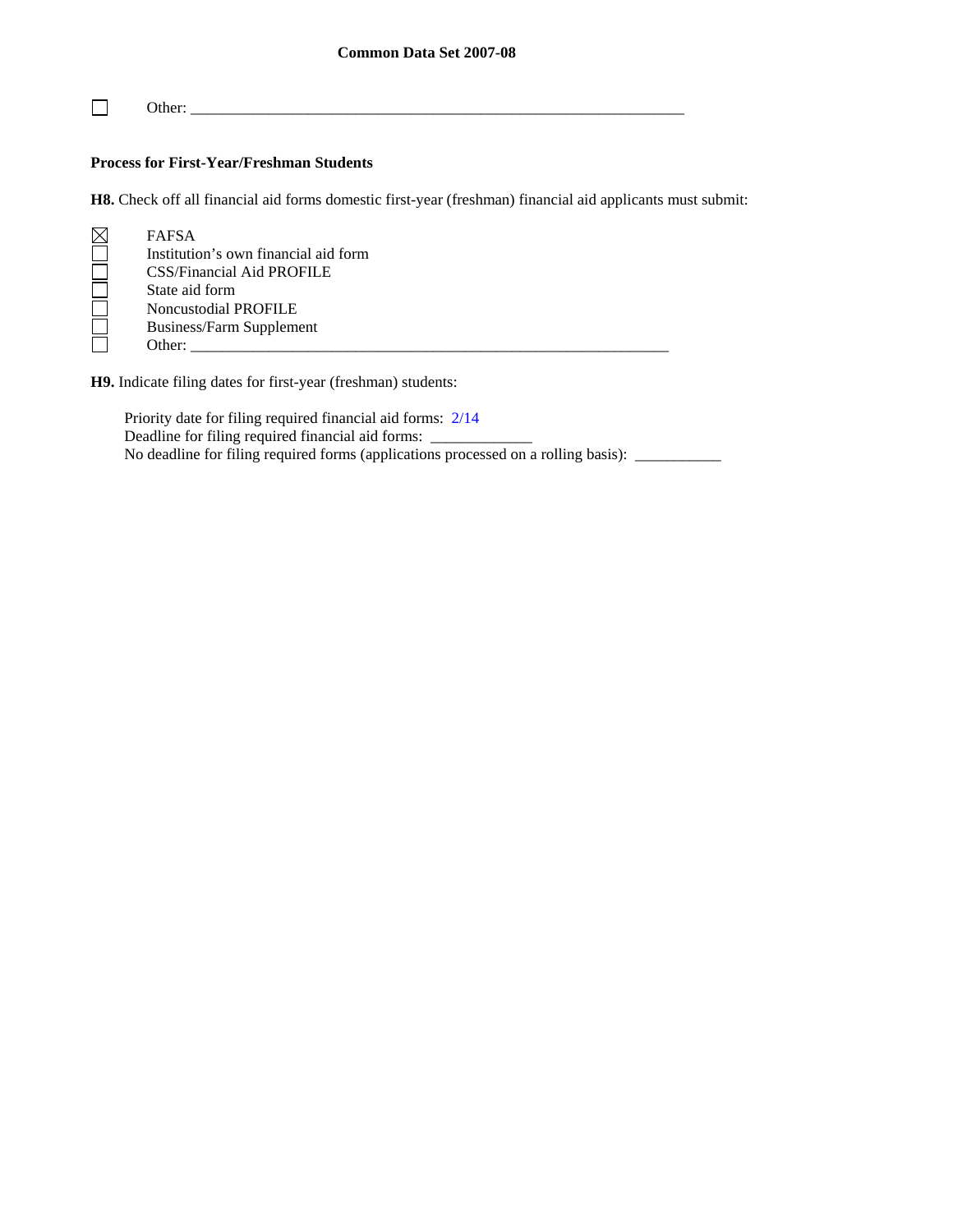☐ Other: ___________________________________________________________________

**Process for First-Year/Freshman Students**

**H8.** Check off all financial aid forms domestic first-year (freshman) financial aid applicants must submit:

☒ FAFSA
☐ Institution's own financial aid form
☐ CSS/Financial Aid PROFILE
☐ State aid form
☐ Noncustodial PROFILE
☐ Business/Farm Supplement
☐ Other: _______________________________________________________________

**H9.** Indicate filing dates for first-year (freshman) students:

Priority date for filing required financial aid forms: 2/14
Deadline for filing required financial aid forms: _____________
No deadline for filing required forms (applications processed on a rolling basis): ___________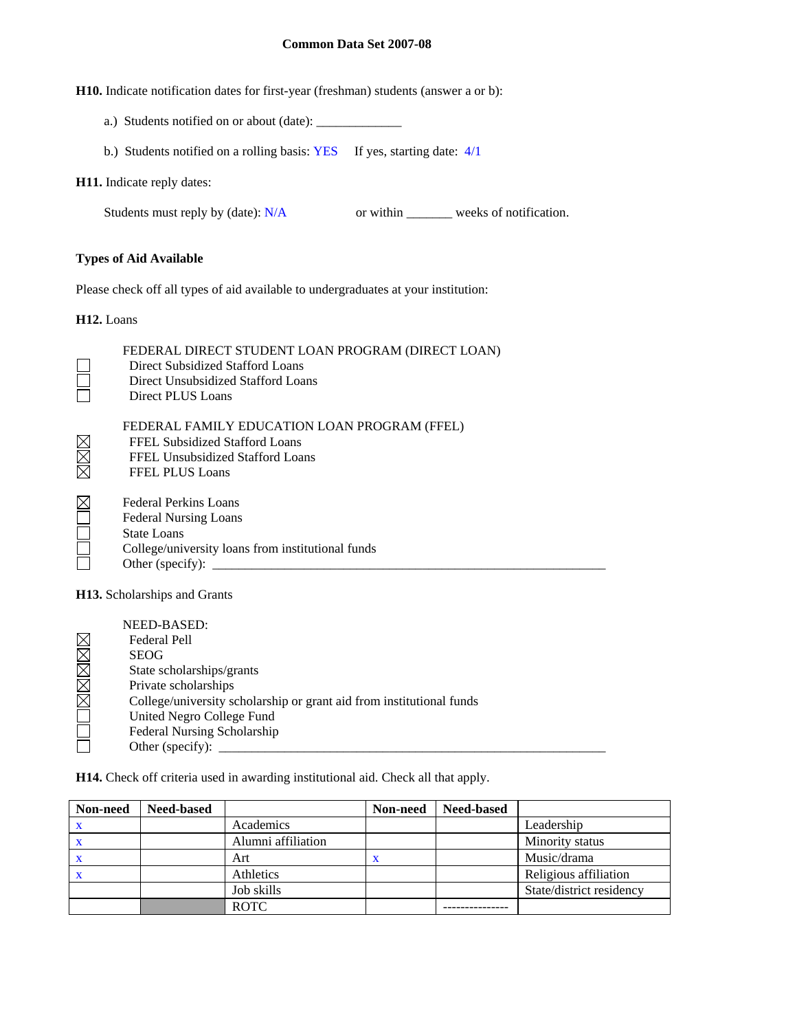**H10.** Indicate notification dates for first-year (freshman) students (answer a or b):

a.) Students notified on or about (date): _____________

b.) Students notified on a rolling basis: YES  If yes, starting date: 4/1

**H11.** Indicate reply dates:

Students must reply by (date): N/A  or within _______ weeks of notification.

**Types of Aid Available**

Please check off all types of aid available to undergraduates at your institution:

**H12.** Loans

FEDERAL DIRECT STUDENT LOAN PROGRAM (DIRECT LOAN)

- ☐ Direct Subsidized Stafford Loans
- ☐ Direct Unsubsidized Stafford Loans
- ☐ Direct PLUS Loans

FEDERAL FAMILY EDUCATION LOAN PROGRAM (FFEL)

- ☒ FFEL Subsidized Stafford Loans
- ☒ FFEL Unsubsidized Stafford Loans
- ☒ FFEL PLUS Loans

- ☒ Federal Perkins Loans
- ☐ Federal Nursing Loans
- ☐ State Loans
- ☐ College/university loans from institutional funds
- ☐ Other (specify): ______________________________________________________________

**H13.** Scholarships and Grants

NEED-BASED:

- ☒ Federal Pell
- ☒ SEOG
- ☒ State scholarships/grants
- ☒ Private scholarships
- ☒ College/university scholarship or grant aid from institutional funds
- ☐ United Negro College Fund
- ☐ Federal Nursing Scholarship
- ☐ Other (specify): ____________________________________________________________

**H14.** Check off criteria used in awarding institutional aid. Check all that apply.

| Non-need | Need-based | | Non-need | Need-based | |
|---|---|---|---|---|---|
| x | | Academics | | | Leadership |
| x | | Alumni affiliation | | | Minority status |
| x | | Art | x | | Music/drama |
| x | | Athletics | | | Religious affiliation |
| | | Job skills | | | State/district residency |
| | | ROTC | | --------------- | |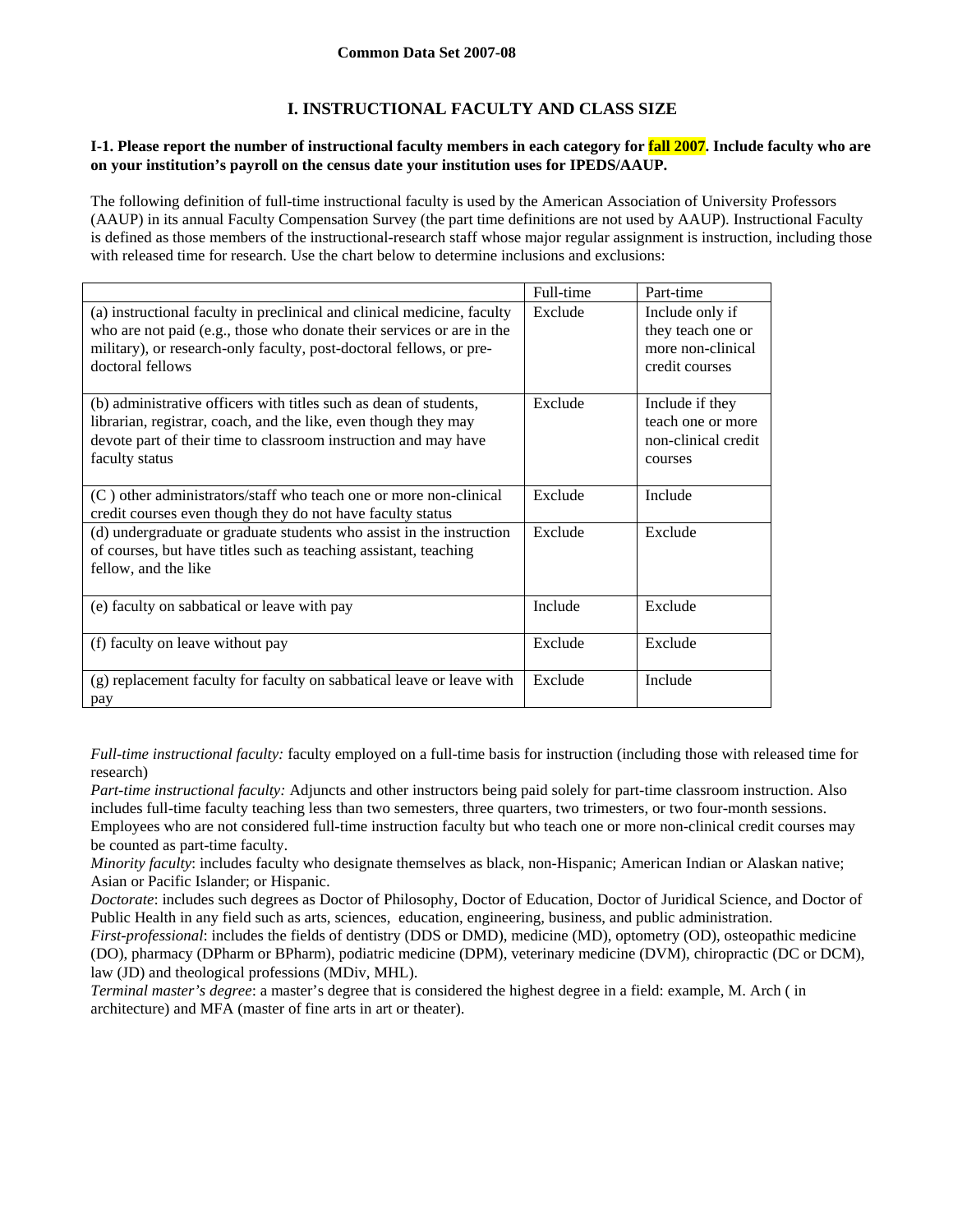**Common Data Set 2007-08**

## I. INSTRUCTIONAL FACULTY AND CLASS SIZE

**I-1. Please report the number of instructional faculty members in each category for fall 2007. Include faculty who are on your institution's payroll on the census date your institution uses for IPEDS/AAUP.**

The following definition of full-time instructional faculty is used by the American Association of University Professors (AAUP) in its annual Faculty Compensation Survey (the part time definitions are not used by AAUP). Instructional Faculty is defined as those members of the instructional-research staff whose major regular assignment is instruction, including those with released time for research. Use the chart below to determine inclusions and exclusions:

| | Full-time | Part-time |
|---|---|---|
| (a) instructional faculty in preclinical and clinical medicine, faculty who are not paid (e.g., those who donate their services or are in the military), or research-only faculty, post-doctoral fellows, or pre-doctoral fellows | Exclude | Include only if they teach one or more non-clinical credit courses |
| (b) administrative officers with titles such as dean of students, librarian, registrar, coach, and the like, even though they may devote part of their time to classroom instruction and may have faculty status | Exclude | Include if they teach one or more non-clinical credit courses |
| (C ) other administrators/staff who teach one or more non-clinical credit courses even though they do not have faculty status | Exclude | Include |
| (d) undergraduate or graduate students who assist in the instruction of courses, but have titles such as teaching assistant, teaching fellow, and the like | Exclude | Exclude |
| (e) faculty on sabbatical or leave with pay | Include | Exclude |
| (f) faculty on leave without pay | Exclude | Exclude |
| (g) replacement faculty for faculty on sabbatical leave or leave with pay | Exclude | Include |

*Full-time instructional faculty:* faculty employed on a full-time basis for instruction (including those with released time for research)

*Part-time instructional faculty:* Adjuncts and other instructors being paid solely for part-time classroom instruction. Also includes full-time faculty teaching less than two semesters, three quarters, two trimesters, or two four-month sessions. Employees who are not considered full-time instruction faculty but who teach one or more non-clinical credit courses may be counted as part-time faculty.

*Minority faculty*: includes faculty who designate themselves as black, non-Hispanic; American Indian or Alaskan native; Asian or Pacific Islander; or Hispanic.

*Doctorate*: includes such degrees as Doctor of Philosophy, Doctor of Education, Doctor of Juridical Science, and Doctor of Public Health in any field such as arts, sciences, education, engineering, business, and public administration.

*First-professional*: includes the fields of dentistry (DDS or DMD), medicine (MD), optometry (OD), osteopathic medicine (DO), pharmacy (DPharm or BPharm), podiatric medicine (DPM), veterinary medicine (DVM), chiropractic (DC or DCM), law (JD) and theological professions (MDiv, MHL).

*Terminal master's degree*: a master's degree that is considered the highest degree in a field: example, M. Arch ( in architecture) and MFA (master of fine arts in art or theater).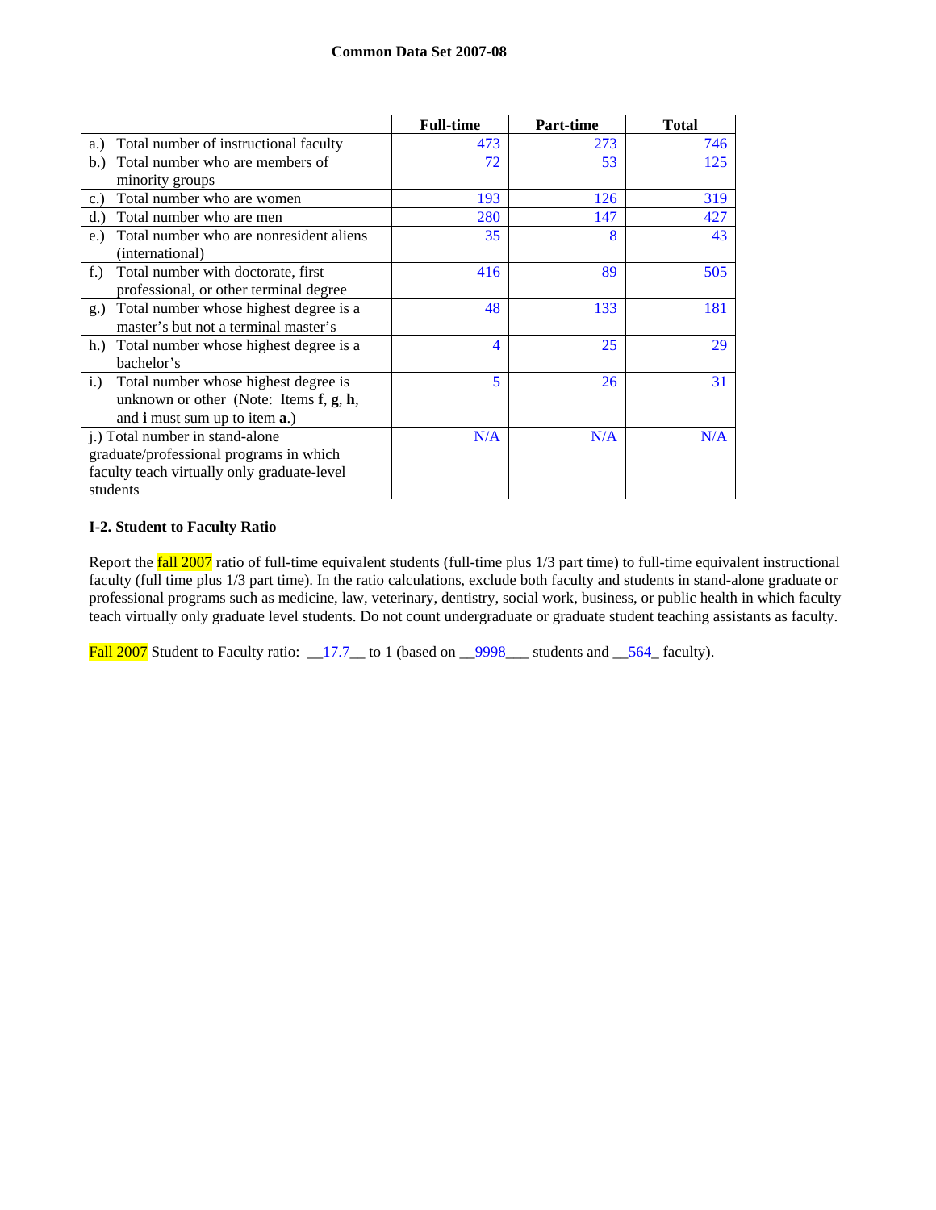|  | Full-time | Part-time | Total |
|---|---|---|---|
| a.) Total number of instructional faculty | 473 | 273 | 746 |
| b.) Total number who are members of minority groups | 72 | 53 | 125 |
| c.) Total number who are women | 193 | 126 | 319 |
| d.) Total number who are men | 280 | 147 | 427 |
| e.) Total number who are nonresident aliens (international) | 35 | 8 | 43 |
| f.) Total number with doctorate, first professional, or other terminal degree | 416 | 89 | 505 |
| g.) Total number whose highest degree is a master's but not a terminal master's | 48 | 133 | 181 |
| h.) Total number whose highest degree is a bachelor's | 4 | 25 | 29 |
| i.) Total number whose highest degree is unknown or other (Note: Items **f**, **g**, **h**, and **i** must sum up to item **a**.) | 5 | 26 | 31 |
| j.) Total number in stand-alone graduate/professional programs in which faculty teach virtually only graduate-level students | N/A | N/A | N/A |

**I-2. Student to Faculty Ratio**

Report the fall 2007 ratio of full-time equivalent students (full-time plus 1/3 part time) to full-time equivalent instructional faculty (full time plus 1/3 part time). In the ratio calculations, exclude both faculty and students in stand-alone graduate or professional programs such as medicine, law, veterinary, dentistry, social work, business, or public health in which faculty teach virtually only graduate level students. Do not count undergraduate or graduate student teaching assistants as faculty.

Fall 2007 Student to Faculty ratio: __17.7__ to 1 (based on __9998___ students and __564_ faculty).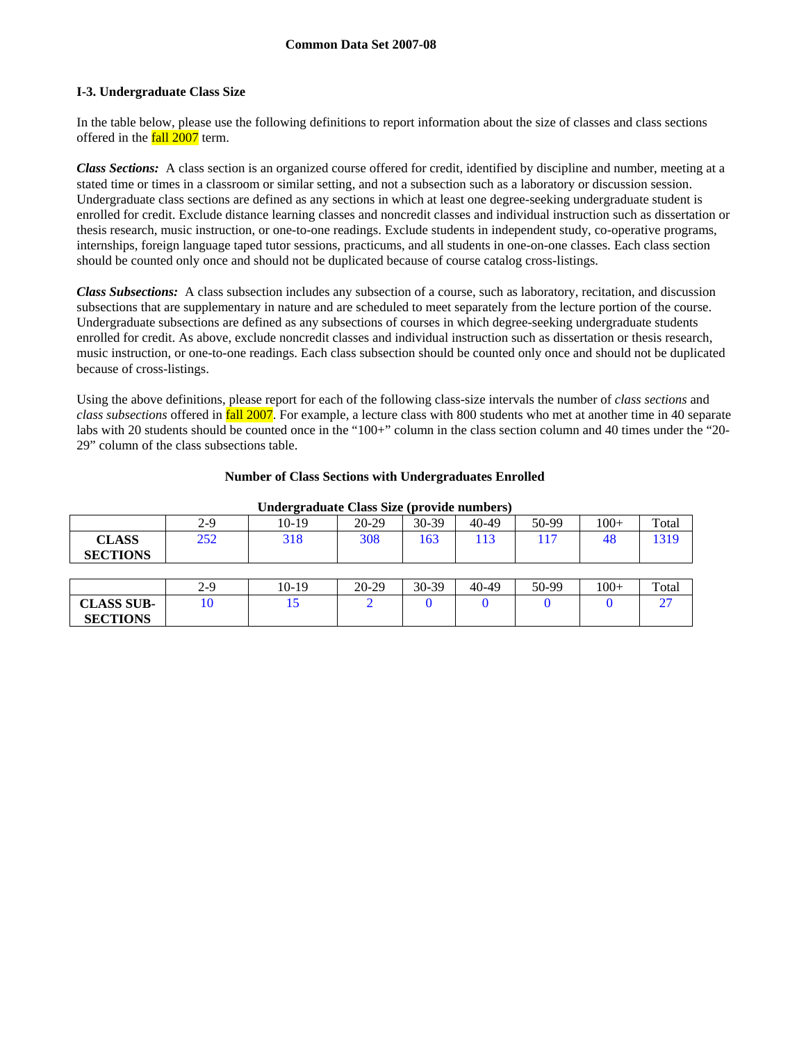## I-3. Undergraduate Class Size

In the table below, please use the following definitions to report information about the size of classes and class sections offered in the fall 2007 term.

***Class Sections:*** A class section is an organized course offered for credit, identified by discipline and number, meeting at a stated time or times in a classroom or similar setting, and not a subsection such as a laboratory or discussion session. Undergraduate class sections are defined as any sections in which at least one degree-seeking undergraduate student is enrolled for credit. Exclude distance learning classes and noncredit classes and individual instruction such as dissertation or thesis research, music instruction, or one-to-one readings. Exclude students in independent study, co-operative programs, internships, foreign language taped tutor sessions, practicums, and all students in one-on-one classes. Each class section should be counted only once and should not be duplicated because of course catalog cross-listings.

***Class Subsections:*** A class subsection includes any subsection of a course, such as laboratory, recitation, and discussion subsections that are supplementary in nature and are scheduled to meet separately from the lecture portion of the course. Undergraduate subsections are defined as any subsections of courses in which degree-seeking undergraduate students enrolled for credit. As above, exclude noncredit classes and individual instruction such as dissertation or thesis research, music instruction, or one-to-one readings. Each class subsection should be counted only once and should not be duplicated because of cross-listings.

Using the above definitions, please report for each of the following class-size intervals the number of *class sections* and *class subsections* offered in fall 2007. For example, a lecture class with 800 students who met at another time in 40 separate labs with 20 students should be counted once in the "100+" column in the class section column and 40 times under the "20-29" column of the class subsections table.

**Number of Class Sections with Undergraduates Enrolled**

**Undergraduate Class Size (provide numbers)**

| | 2-9 | 10-19 | 20-29 | 30-39 | 40-49 | 50-99 | 100+ | Total |
|---|---|---|---|---|---|---|---|---|
| **CLASS SECTIONS** | 252 | 318 | 308 | 163 | 113 | 117 | 48 | 1319 |

| | 2-9 | 10-19 | 20-29 | 30-39 | 40-49 | 50-99 | 100+ | Total |
|---|---|---|---|---|---|---|---|---|
| **CLASS SUB-SECTIONS** | 10 | 15 | 2 | 0 | 0 | 0 | 0 | 27 |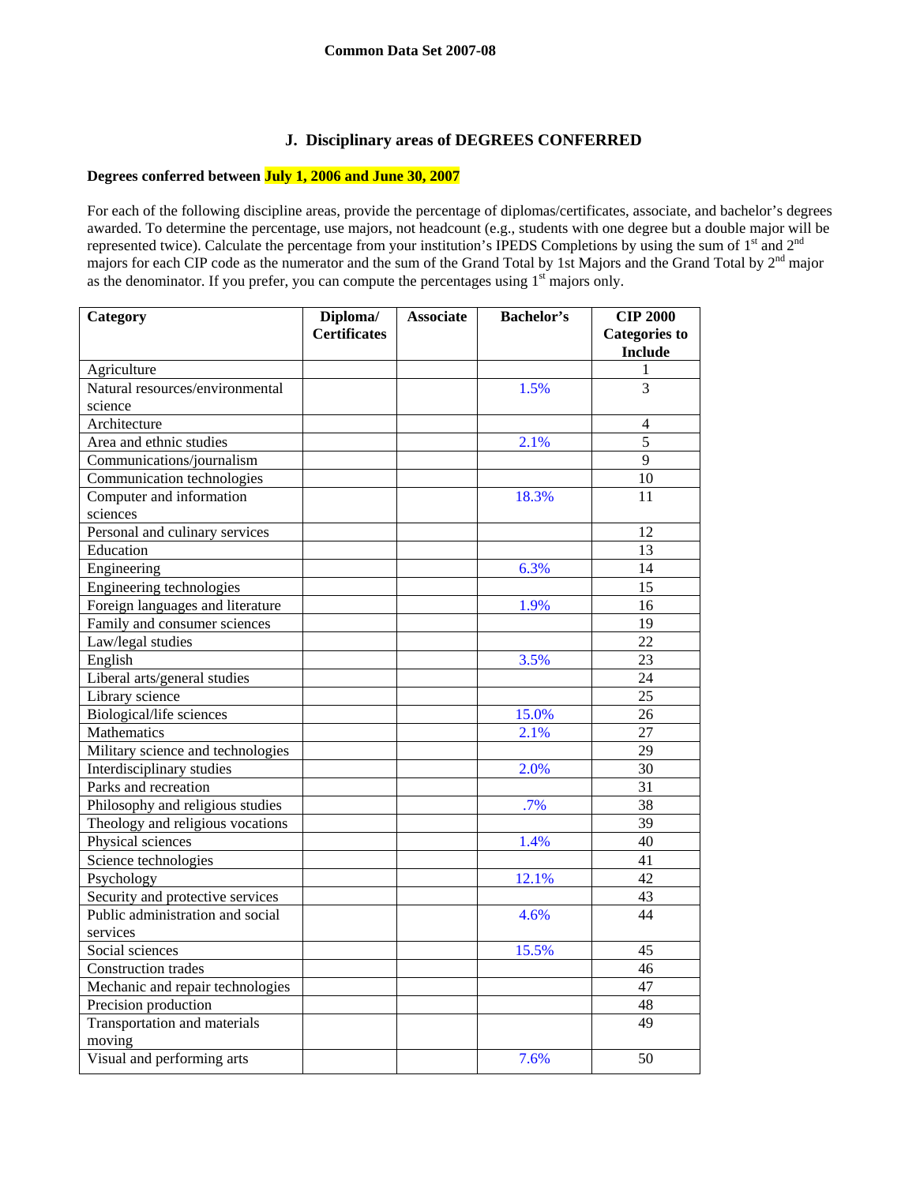**Common Data Set 2007-08**

## J. Disciplinary areas of DEGREES CONFERRED

**Degrees conferred between July 1, 2006 and June 30, 2007**

For each of the following discipline areas, provide the percentage of diplomas/certificates, associate, and bachelor's degrees awarded. To determine the percentage, use majors, not headcount (e.g., students with one degree but a double major will be represented twice). Calculate the percentage from your institution's IPEDS Completions by using the sum of 1st and 2nd majors for each CIP code as the numerator and the sum of the Grand Total by 1st Majors and the Grand Total by 2nd major as the denominator. If you prefer, you can compute the percentages using 1st majors only.

| Category | Diploma/ Certificates | Associate | Bachelor's | CIP 2000 Categories to Include |
|---|---|---|---|---|
| Agriculture | | | | 1 |
| Natural resources/environmental science | | | 1.5% | 3 |
| Architecture | | | | 4 |
| Area and ethnic studies | | | 2.1% | 5 |
| Communications/journalism | | | | 9 |
| Communication technologies | | | | 10 |
| Computer and information sciences | | | 18.3% | 11 |
| Personal and culinary services | | | | 12 |
| Education | | | | 13 |
| Engineering | | | 6.3% | 14 |
| Engineering technologies | | | | 15 |
| Foreign languages and literature | | | 1.9% | 16 |
| Family and consumer sciences | | | | 19 |
| Law/legal studies | | | | 22 |
| English | | | 3.5% | 23 |
| Liberal arts/general studies | | | | 24 |
| Library science | | | | 25 |
| Biological/life sciences | | | 15.0% | 26 |
| Mathematics | | | 2.1% | 27 |
| Military science and technologies | | | | 29 |
| Interdisciplinary studies | | | 2.0% | 30 |
| Parks and recreation | | | | 31 |
| Philosophy and religious studies | | | .7% | 38 |
| Theology and religious vocations | | | | 39 |
| Physical sciences | | | 1.4% | 40 |
| Science technologies | | | | 41 |
| Psychology | | | 12.1% | 42 |
| Security and protective services | | | | 43 |
| Public administration and social services | | | 4.6% | 44 |
| Social sciences | | | 15.5% | 45 |
| Construction trades | | | | 46 |
| Mechanic and repair technologies | | | | 47 |
| Precision production | | | | 48 |
| Transportation and materials moving | | | | 49 |
| Visual and performing arts | | | 7.6% | 50 |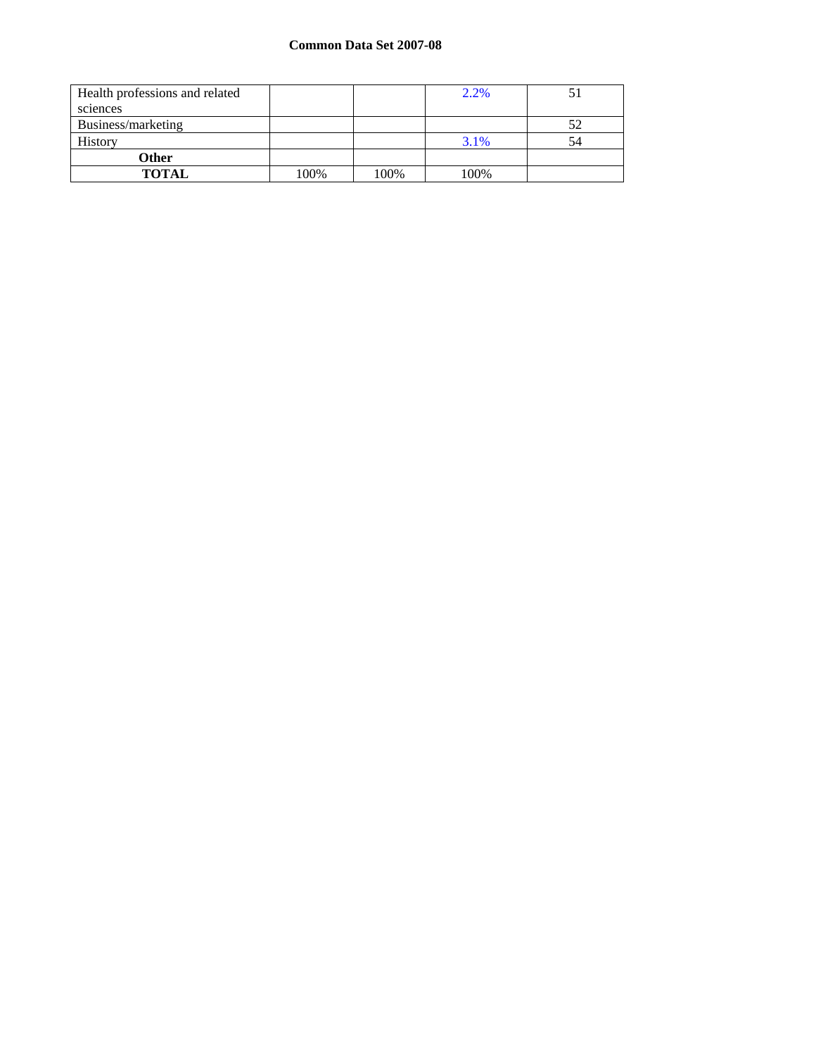**Common Data Set 2007-08**

| | | | | |
|---|---|---|---|---|
| Health professions and related sciences | | | 2.2% | 51 |
| Business/marketing | | | | 52 |
| History | | | 3.1% | 54 |
| **Other** | | | | |
| **TOTAL** | 100% | 100% | 100% | |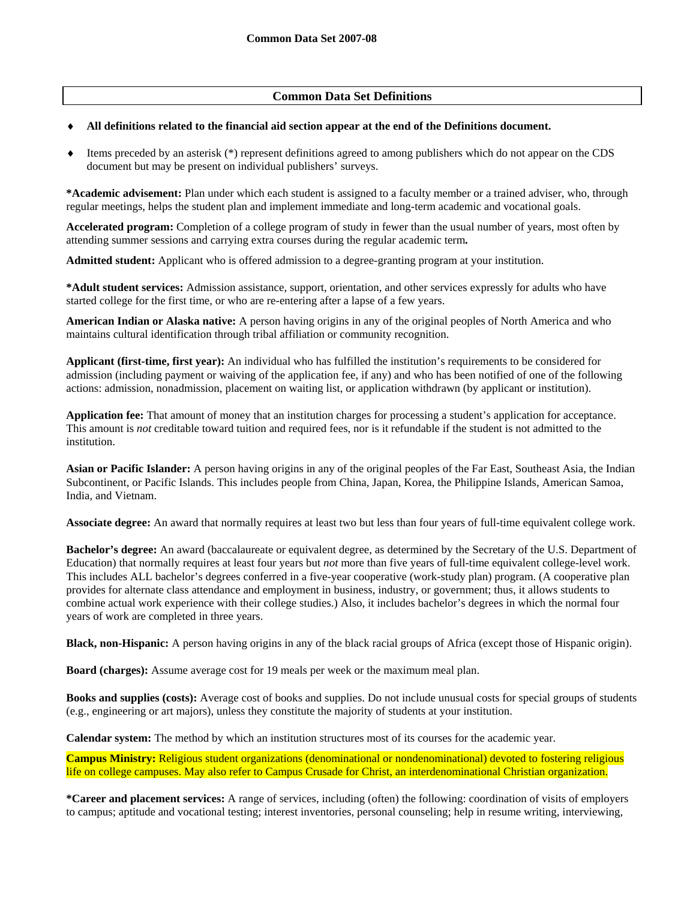**Common Data Set 2007-08**

## Common Data Set Definitions

- **All definitions related to the financial aid section appear at the end of the Definitions document.**
- Items preceded by an asterisk (*) represent definitions agreed to among publishers which do not appear on the CDS document but may be present on individual publishers' surveys.

**\*Academic advisement:** Plan under which each student is assigned to a faculty member or a trained adviser, who, through regular meetings, helps the student plan and implement immediate and long-term academic and vocational goals.

**Accelerated program:** Completion of a college program of study in fewer than the usual number of years, most often by attending summer sessions and carrying extra courses during the regular academic term**.**

**Admitted student:** Applicant who is offered admission to a degree-granting program at your institution.

**\*Adult student services:** Admission assistance, support, orientation, and other services expressly for adults who have started college for the first time, or who are re-entering after a lapse of a few years.

**American Indian or Alaska native:** A person having origins in any of the original peoples of North America and who maintains cultural identification through tribal affiliation or community recognition.

**Applicant (first-time, first year):** An individual who has fulfilled the institution's requirements to be considered for admission (including payment or waiving of the application fee, if any) and who has been notified of one of the following actions: admission, nonadmission, placement on waiting list, or application withdrawn (by applicant or institution).

**Application fee:** That amount of money that an institution charges for processing a student's application for acceptance. This amount is *not* creditable toward tuition and required fees, nor is it refundable if the student is not admitted to the institution.

**Asian or Pacific Islander:** A person having origins in any of the original peoples of the Far East, Southeast Asia, the Indian Subcontinent, or Pacific Islands. This includes people from China, Japan, Korea, the Philippine Islands, American Samoa, India, and Vietnam.

**Associate degree:** An award that normally requires at least two but less than four years of full-time equivalent college work.

**Bachelor's degree:** An award (baccalaureate or equivalent degree, as determined by the Secretary of the U.S. Department of Education) that normally requires at least four years but *not* more than five years of full-time equivalent college-level work. This includes ALL bachelor's degrees conferred in a five-year cooperative (work-study plan) program. (A cooperative plan provides for alternate class attendance and employment in business, industry, or government; thus, it allows students to combine actual work experience with their college studies.) Also, it includes bachelor's degrees in which the normal four years of work are completed in three years.

**Black, non-Hispanic:** A person having origins in any of the black racial groups of Africa (except those of Hispanic origin).

**Board (charges):** Assume average cost for 19 meals per week or the maximum meal plan.

**Books and supplies (costs):** Average cost of books and supplies. Do not include unusual costs for special groups of students (e.g., engineering or art majors), unless they constitute the majority of students at your institution.

**Calendar system:** The method by which an institution structures most of its courses for the academic year.

**Campus Ministry:** Religious student organizations (denominational or nondenominational) devoted to fostering religious life on college campuses. May also refer to Campus Crusade for Christ, an interdenominational Christian organization.

**\*Career and placement services:** A range of services, including (often) the following: coordination of visits of employers to campus; aptitude and vocational testing; interest inventories, personal counseling; help in resume writing, interviewing,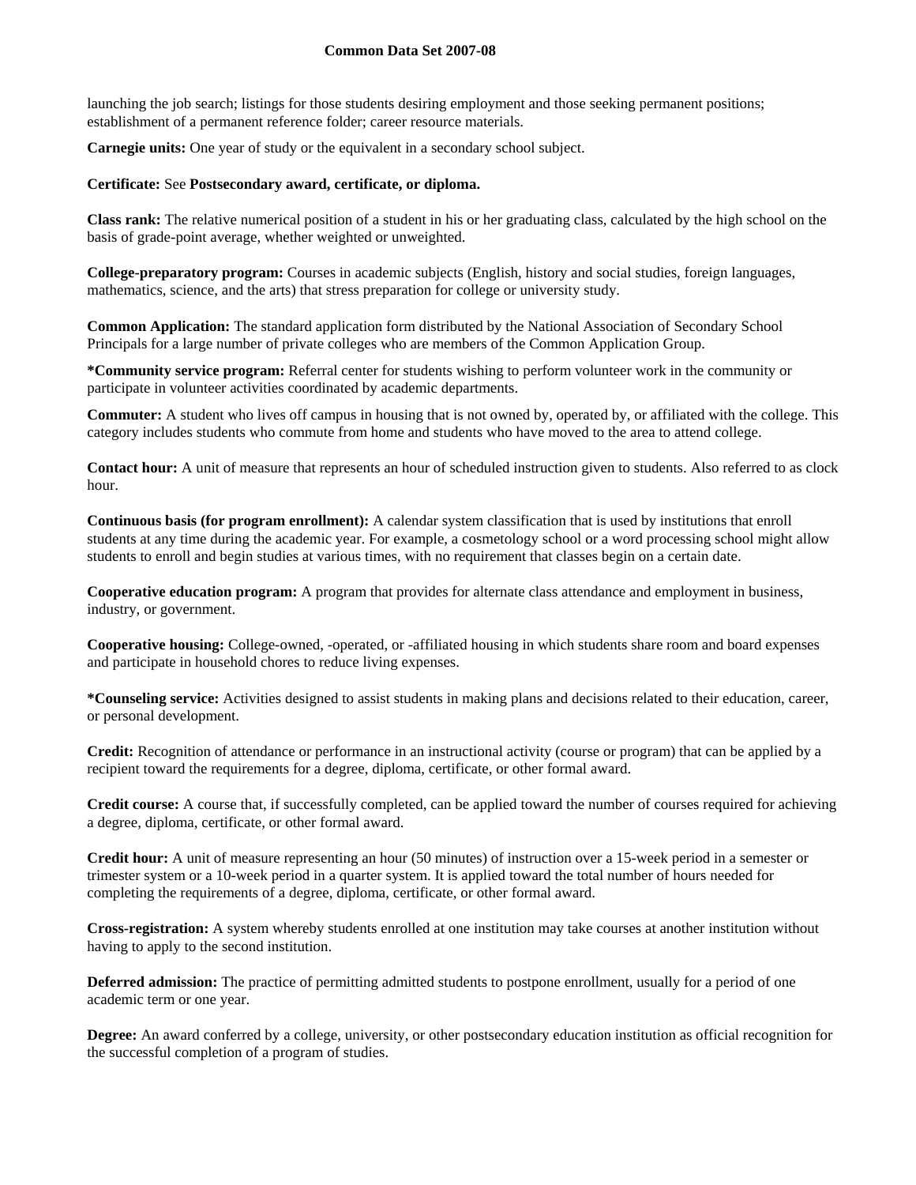launching the job search; listings for those students desiring employment and those seeking permanent positions; establishment of a permanent reference folder; career resource materials.

**Carnegie units:** One year of study or the equivalent in a secondary school subject.

**Certificate:** See **Postsecondary award, certificate, or diploma.**

**Class rank:** The relative numerical position of a student in his or her graduating class, calculated by the high school on the basis of grade-point average, whether weighted or unweighted.

**College-preparatory program:** Courses in academic subjects (English, history and social studies, foreign languages, mathematics, science, and the arts) that stress preparation for college or university study.

**Common Application:** The standard application form distributed by the National Association of Secondary School Principals for a large number of private colleges who are members of the Common Application Group.

***Community service program:** Referral center for students wishing to perform volunteer work in the community or participate in volunteer activities coordinated by academic departments.

**Commuter:** A student who lives off campus in housing that is not owned by, operated by, or affiliated with the college. This category includes students who commute from home and students who have moved to the area to attend college.

**Contact hour:** A unit of measure that represents an hour of scheduled instruction given to students. Also referred to as clock hour.

**Continuous basis (for program enrollment):** A calendar system classification that is used by institutions that enroll students at any time during the academic year. For example, a cosmetology school or a word processing school might allow students to enroll and begin studies at various times, with no requirement that classes begin on a certain date.

**Cooperative education program:** A program that provides for alternate class attendance and employment in business, industry, or government.

**Cooperative housing:** College-owned, -operated, or -affiliated housing in which students share room and board expenses and participate in household chores to reduce living expenses.

***Counseling service:** Activities designed to assist students in making plans and decisions related to their education, career, or personal development.

**Credit:** Recognition of attendance or performance in an instructional activity (course or program) that can be applied by a recipient toward the requirements for a degree, diploma, certificate, or other formal award.

**Credit course:** A course that, if successfully completed, can be applied toward the number of courses required for achieving a degree, diploma, certificate, or other formal award.

**Credit hour:** A unit of measure representing an hour (50 minutes) of instruction over a 15-week period in a semester or trimester system or a 10-week period in a quarter system. It is applied toward the total number of hours needed for completing the requirements of a degree, diploma, certificate, or other formal award.

**Cross-registration:** A system whereby students enrolled at one institution may take courses at another institution without having to apply to the second institution.

**Deferred admission:** The practice of permitting admitted students to postpone enrollment, usually for a period of one academic term or one year.

**Degree:** An award conferred by a college, university, or other postsecondary education institution as official recognition for the successful completion of a program of studies.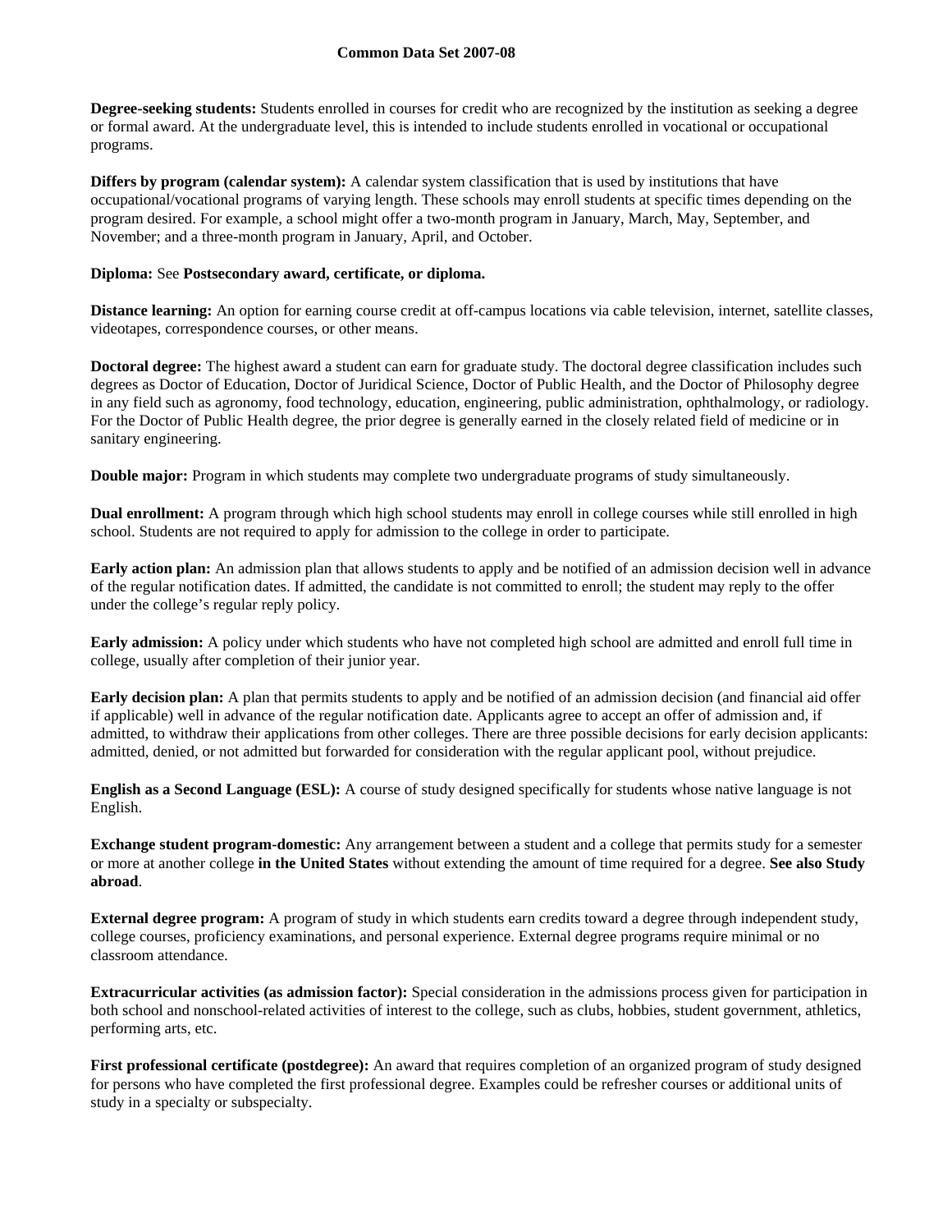**Degree-seeking students:** Students enrolled in courses for credit who are recognized by the institution as seeking a degree or formal award. At the undergraduate level, this is intended to include students enrolled in vocational or occupational programs.

**Differs by program (calendar system):** A calendar system classification that is used by institutions that have occupational/vocational programs of varying length. These schools may enroll students at specific times depending on the program desired. For example, a school might offer a two-month program in January, March, May, September, and November; and a three-month program in January, April, and October.

**Diploma:** See **Postsecondary award, certificate, or diploma.**

**Distance learning:** An option for earning course credit at off-campus locations via cable television, internet, satellite classes, videotapes, correspondence courses, or other means.

**Doctoral degree:** The highest award a student can earn for graduate study. The doctoral degree classification includes such degrees as Doctor of Education, Doctor of Juridical Science, Doctor of Public Health, and the Doctor of Philosophy degree in any field such as agronomy, food technology, education, engineering, public administration, ophthalmology, or radiology. For the Doctor of Public Health degree, the prior degree is generally earned in the closely related field of medicine or in sanitary engineering.

**Double major:** Program in which students may complete two undergraduate programs of study simultaneously.

**Dual enrollment:** A program through which high school students may enroll in college courses while still enrolled in high school. Students are not required to apply for admission to the college in order to participate.

**Early action plan:** An admission plan that allows students to apply and be notified of an admission decision well in advance of the regular notification dates. If admitted, the candidate is not committed to enroll; the student may reply to the offer under the college's regular reply policy.

**Early admission:** A policy under which students who have not completed high school are admitted and enroll full time in college, usually after completion of their junior year.

**Early decision plan:** A plan that permits students to apply and be notified of an admission decision (and financial aid offer if applicable) well in advance of the regular notification date. Applicants agree to accept an offer of admission and, if admitted, to withdraw their applications from other colleges. There are three possible decisions for early decision applicants: admitted, denied, or not admitted but forwarded for consideration with the regular applicant pool, without prejudice.

**English as a Second Language (ESL):** A course of study designed specifically for students whose native language is not English.

**Exchange student program-domestic:** Any arrangement between a student and a college that permits study for a semester or more at another college **in the United States** without extending the amount of time required for a degree. **See also Study abroad**.

**External degree program:** A program of study in which students earn credits toward a degree through independent study, college courses, proficiency examinations, and personal experience. External degree programs require minimal or no classroom attendance.

**Extracurricular activities (as admission factor):** Special consideration in the admissions process given for participation in both school and nonschool-related activities of interest to the college, such as clubs, hobbies, student government, athletics, performing arts, etc.

**First professional certificate (postdegree):** An award that requires completion of an organized program of study designed for persons who have completed the first professional degree. Examples could be refresher courses or additional units of study in a specialty or subspecialty.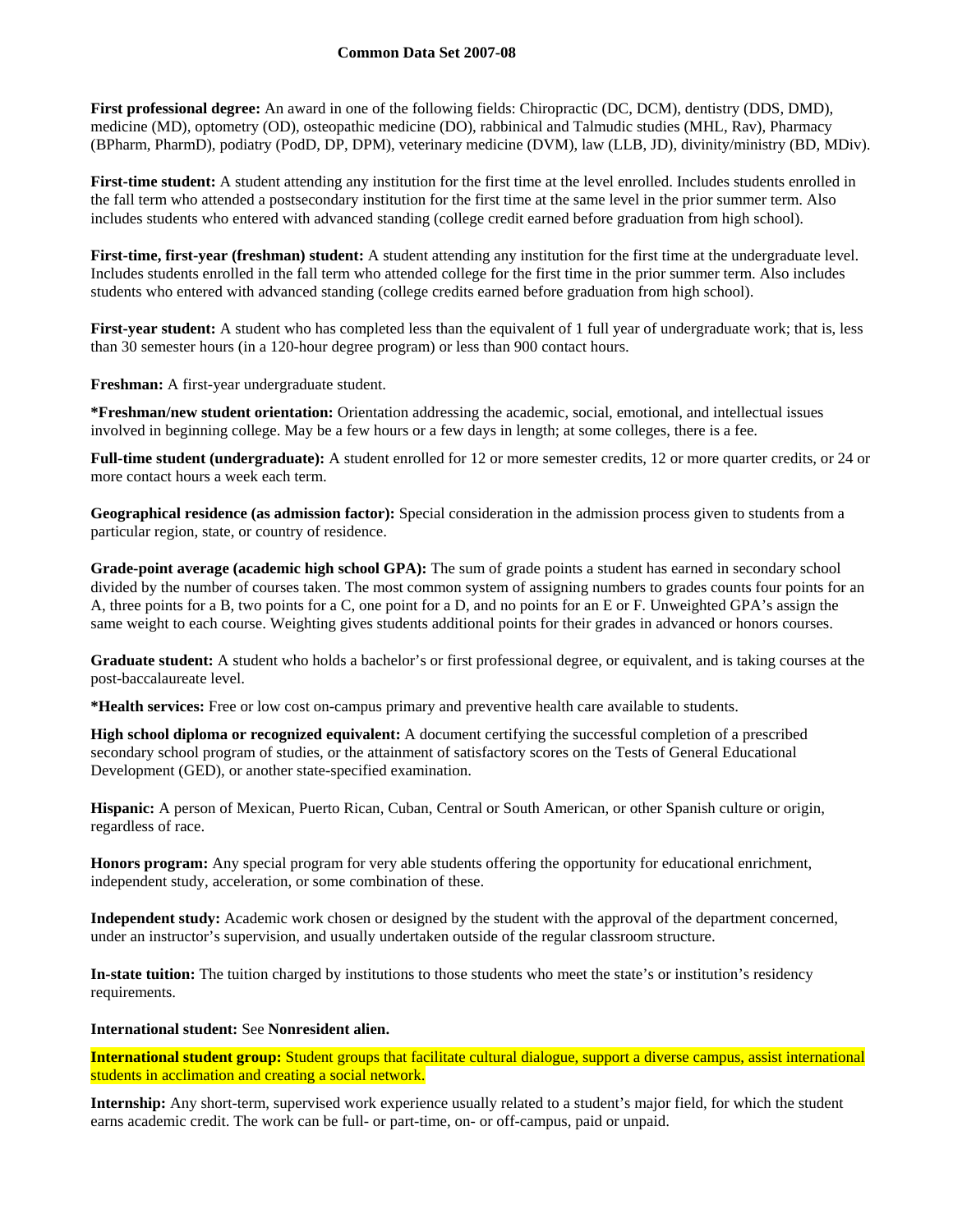**Common Data Set 2007-08**

**First professional degree:** An award in one of the following fields: Chiropractic (DC, DCM), dentistry (DDS, DMD), medicine (MD), optometry (OD), osteopathic medicine (DO), rabbinical and Talmudic studies (MHL, Rav), Pharmacy (BPharm, PharmD), podiatry (PodD, DP, DPM), veterinary medicine (DVM), law (LLB, JD), divinity/ministry (BD, MDiv).

**First-time student:** A student attending any institution for the first time at the level enrolled. Includes students enrolled in the fall term who attended a postsecondary institution for the first time at the same level in the prior summer term. Also includes students who entered with advanced standing (college credit earned before graduation from high school).

**First-time, first-year (freshman) student:** A student attending any institution for the first time at the undergraduate level. Includes students enrolled in the fall term who attended college for the first time in the prior summer term. Also includes students who entered with advanced standing (college credits earned before graduation from high school).

**First-year student:** A student who has completed less than the equivalent of 1 full year of undergraduate work; that is, less than 30 semester hours (in a 120-hour degree program) or less than 900 contact hours.

**Freshman:** A first-year undergraduate student.

***Freshman/new student orientation:** Orientation addressing the academic, social, emotional, and intellectual issues involved in beginning college. May be a few hours or a few days in length; at some colleges, there is a fee.

**Full-time student (undergraduate):** A student enrolled for 12 or more semester credits, 12 or more quarter credits, or 24 or more contact hours a week each term.

**Geographical residence (as admission factor):** Special consideration in the admission process given to students from a particular region, state, or country of residence.

**Grade-point average (academic high school GPA):** The sum of grade points a student has earned in secondary school divided by the number of courses taken. The most common system of assigning numbers to grades counts four points for an A, three points for a B, two points for a C, one point for a D, and no points for an E or F. Unweighted GPA's assign the same weight to each course. Weighting gives students additional points for their grades in advanced or honors courses.

**Graduate student:** A student who holds a bachelor's or first professional degree, or equivalent, and is taking courses at the post-baccalaureate level.

***Health services:** Free or low cost on-campus primary and preventive health care available to students.

**High school diploma or recognized equivalent:** A document certifying the successful completion of a prescribed secondary school program of studies, or the attainment of satisfactory scores on the Tests of General Educational Development (GED), or another state-specified examination.

**Hispanic:** A person of Mexican, Puerto Rican, Cuban, Central or South American, or other Spanish culture or origin, regardless of race.

**Honors program:** Any special program for very able students offering the opportunity for educational enrichment, independent study, acceleration, or some combination of these.

**Independent study:** Academic work chosen or designed by the student with the approval of the department concerned, under an instructor's supervision, and usually undertaken outside of the regular classroom structure.

**In-state tuition:** The tuition charged by institutions to those students who meet the state's or institution's residency requirements.

**International student:** See **Nonresident alien.**

**International student group:** Student groups that facilitate cultural dialogue, support a diverse campus, assist international students in acclimation and creating a social network.

**Internship:** Any short-term, supervised work experience usually related to a student's major field, for which the student earns academic credit. The work can be full- or part-time, on- or off-campus, paid or unpaid.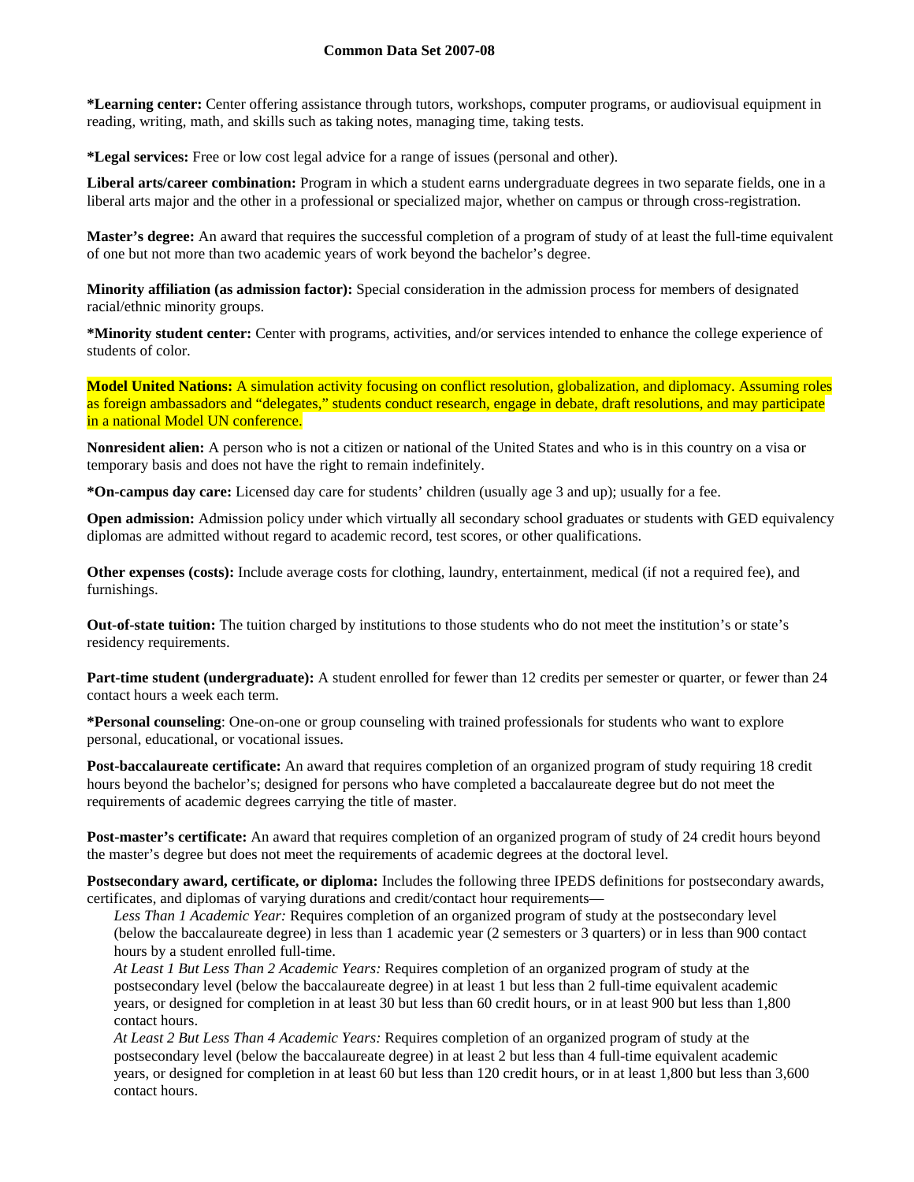**Common Data Set 2007-08**

***Learning center:** Center offering assistance through tutors, workshops, computer programs, or audiovisual equipment in reading, writing, math, and skills such as taking notes, managing time, taking tests.

***Legal services:** Free or low cost legal advice for a range of issues (personal and other).

**Liberal arts/career combination:** Program in which a student earns undergraduate degrees in two separate fields, one in a liberal arts major and the other in a professional or specialized major, whether on campus or through cross-registration.

**Master's degree:** An award that requires the successful completion of a program of study of at least the full-time equivalent of one but not more than two academic years of work beyond the bachelor's degree.

**Minority affiliation (as admission factor):** Special consideration in the admission process for members of designated racial/ethnic minority groups.

***Minority student center:** Center with programs, activities, and/or services intended to enhance the college experience of students of color.

**Model United Nations:** A simulation activity focusing on conflict resolution, globalization, and diplomacy. Assuming roles as foreign ambassadors and "delegates," students conduct research, engage in debate, draft resolutions, and may participate in a national Model UN conference.

**Nonresident alien:** A person who is not a citizen or national of the United States and who is in this country on a visa or temporary basis and does not have the right to remain indefinitely.

***On-campus day care:** Licensed day care for students' children (usually age 3 and up); usually for a fee.

**Open admission:** Admission policy under which virtually all secondary school graduates or students with GED equivalency diplomas are admitted without regard to academic record, test scores, or other qualifications.

**Other expenses (costs):** Include average costs for clothing, laundry, entertainment, medical (if not a required fee), and furnishings.

**Out-of-state tuition:** The tuition charged by institutions to those students who do not meet the institution's or state's residency requirements.

**Part-time student (undergraduate):** A student enrolled for fewer than 12 credits per semester or quarter, or fewer than 24 contact hours a week each term.

***Personal counseling**: One-on-one or group counseling with trained professionals for students who want to explore personal, educational, or vocational issues.

**Post-baccalaureate certificate:** An award that requires completion of an organized program of study requiring 18 credit hours beyond the bachelor's; designed for persons who have completed a baccalaureate degree but do not meet the requirements of academic degrees carrying the title of master.

**Post-master's certificate:** An award that requires completion of an organized program of study of 24 credit hours beyond the master's degree but does not meet the requirements of academic degrees at the doctoral level.

**Postsecondary award, certificate, or diploma:** Includes the following three IPEDS definitions for postsecondary awards, certificates, and diplomas of varying durations and credit/contact hour requirements—

*Less Than 1 Academic Year:* Requires completion of an organized program of study at the postsecondary level (below the baccalaureate degree) in less than 1 academic year (2 semesters or 3 quarters) or in less than 900 contact hours by a student enrolled full-time.

*At Least 1 But Less Than 2 Academic Years:* Requires completion of an organized program of study at the postsecondary level (below the baccalaureate degree) in at least 1 but less than 2 full-time equivalent academic years, or designed for completion in at least 30 but less than 60 credit hours, or in at least 900 but less than 1,800 contact hours.

*At Least 2 But Less Than 4 Academic Years:* Requires completion of an organized program of study at the postsecondary level (below the baccalaureate degree) in at least 2 but less than 4 full-time equivalent academic years, or designed for completion in at least 60 but less than 120 credit hours, or in at least 1,800 but less than 3,600 contact hours.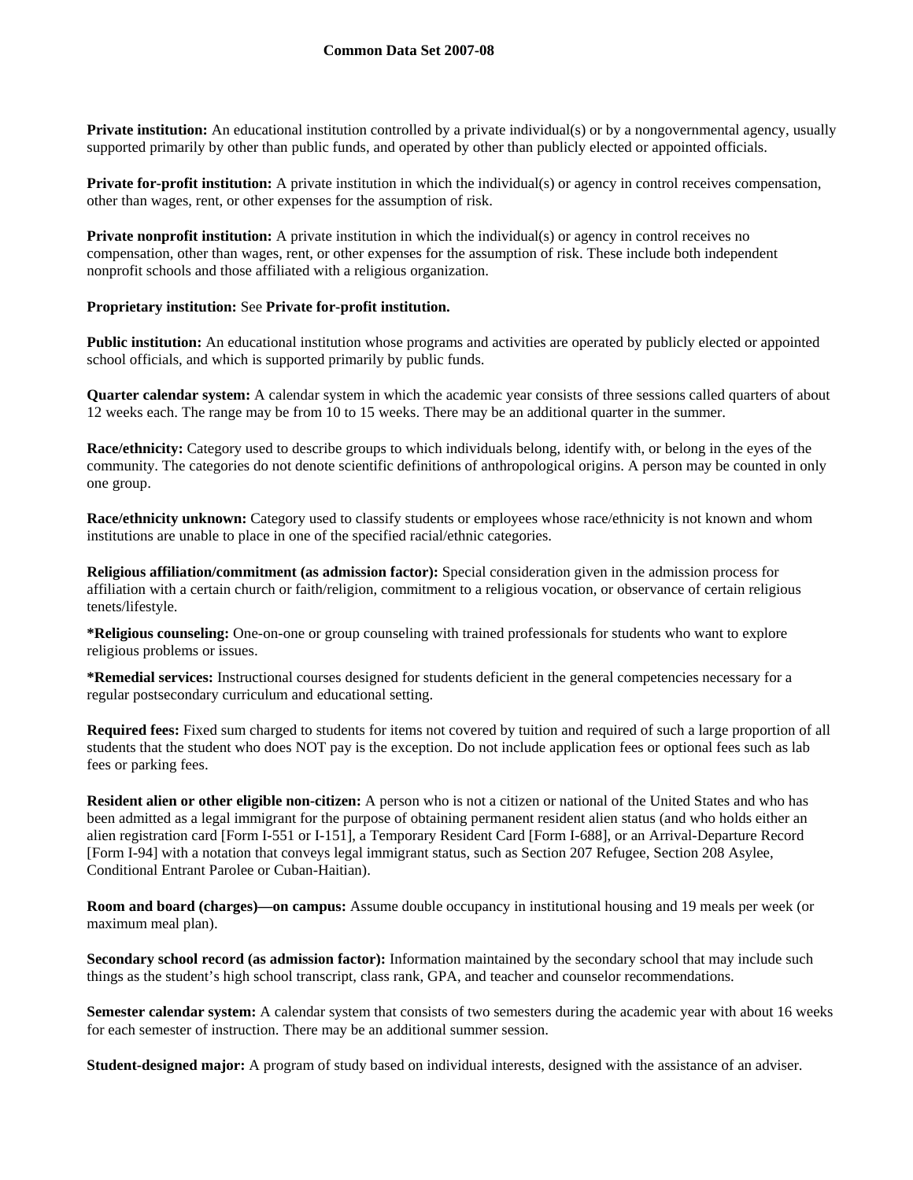**Private institution:** An educational institution controlled by a private individual(s) or by a nongovernmental agency, usually supported primarily by other than public funds, and operated by other than publicly elected or appointed officials.

**Private for-profit institution:** A private institution in which the individual(s) or agency in control receives compensation, other than wages, rent, or other expenses for the assumption of risk.

**Private nonprofit institution:** A private institution in which the individual(s) or agency in control receives no compensation, other than wages, rent, or other expenses for the assumption of risk. These include both independent nonprofit schools and those affiliated with a religious organization.

**Proprietary institution:** See **Private for-profit institution.**

**Public institution:** An educational institution whose programs and activities are operated by publicly elected or appointed school officials, and which is supported primarily by public funds.

**Quarter calendar system:** A calendar system in which the academic year consists of three sessions called quarters of about 12 weeks each. The range may be from 10 to 15 weeks. There may be an additional quarter in the summer.

**Race/ethnicity:** Category used to describe groups to which individuals belong, identify with, or belong in the eyes of the community. The categories do not denote scientific definitions of anthropological origins. A person may be counted in only one group.

**Race/ethnicity unknown:** Category used to classify students or employees whose race/ethnicity is not known and whom institutions are unable to place in one of the specified racial/ethnic categories.

**Religious affiliation/commitment (as admission factor):** Special consideration given in the admission process for affiliation with a certain church or faith/religion, commitment to a religious vocation, or observance of certain religious tenets/lifestyle.

**\*Religious counseling:** One-on-one or group counseling with trained professionals for students who want to explore religious problems or issues.

**\*Remedial services:** Instructional courses designed for students deficient in the general competencies necessary for a regular postsecondary curriculum and educational setting.

**Required fees:** Fixed sum charged to students for items not covered by tuition and required of such a large proportion of all students that the student who does NOT pay is the exception. Do not include application fees or optional fees such as lab fees or parking fees.

**Resident alien or other eligible non-citizen:** A person who is not a citizen or national of the United States and who has been admitted as a legal immigrant for the purpose of obtaining permanent resident alien status (and who holds either an alien registration card [Form I-551 or I-151], a Temporary Resident Card [Form I-688], or an Arrival-Departure Record [Form I-94] with a notation that conveys legal immigrant status, such as Section 207 Refugee, Section 208 Asylee, Conditional Entrant Parolee or Cuban-Haitian).

**Room and board (charges)—on campus:** Assume double occupancy in institutional housing and 19 meals per week (or maximum meal plan).

**Secondary school record (as admission factor):** Information maintained by the secondary school that may include such things as the student's high school transcript, class rank, GPA, and teacher and counselor recommendations.

**Semester calendar system:** A calendar system that consists of two semesters during the academic year with about 16 weeks for each semester of instruction. There may be an additional summer session.

**Student-designed major:** A program of study based on individual interests, designed with the assistance of an adviser.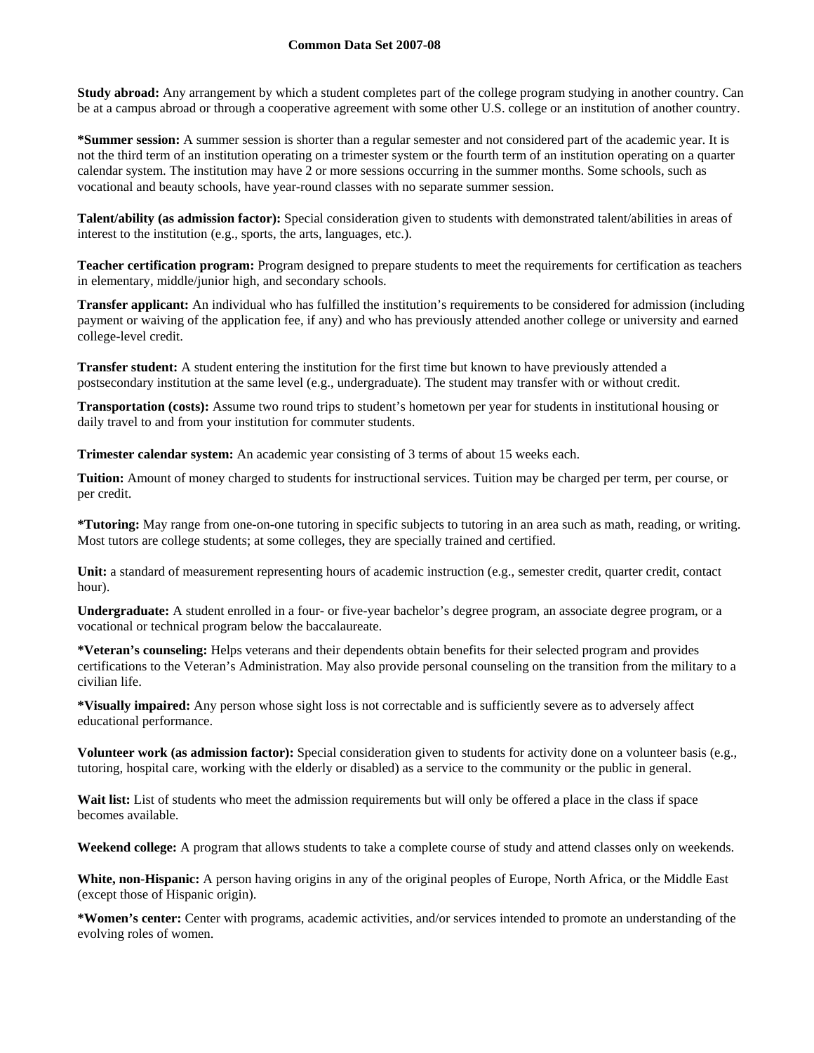**Study abroad:** Any arrangement by which a student completes part of the college program studying in another country. Can be at a campus abroad or through a cooperative agreement with some other U.S. college or an institution of another country.

***Summer session:** A summer session is shorter than a regular semester and not considered part of the academic year. It is not the third term of an institution operating on a trimester system or the fourth term of an institution operating on a quarter calendar system. The institution may have 2 or more sessions occurring in the summer months. Some schools, such as vocational and beauty schools, have year-round classes with no separate summer session.

**Talent/ability (as admission factor):** Special consideration given to students with demonstrated talent/abilities in areas of interest to the institution (e.g., sports, the arts, languages, etc.).

**Teacher certification program:** Program designed to prepare students to meet the requirements for certification as teachers in elementary, middle/junior high, and secondary schools.

**Transfer applicant:** An individual who has fulfilled the institution's requirements to be considered for admission (including payment or waiving of the application fee, if any) and who has previously attended another college or university and earned college-level credit.

**Transfer student:** A student entering the institution for the first time but known to have previously attended a postsecondary institution at the same level (e.g., undergraduate). The student may transfer with or without credit.

**Transportation (costs):** Assume two round trips to student's hometown per year for students in institutional housing or daily travel to and from your institution for commuter students.

**Trimester calendar system:** An academic year consisting of 3 terms of about 15 weeks each.

**Tuition:** Amount of money charged to students for instructional services. Tuition may be charged per term, per course, or per credit.

***Tutoring:** May range from one-on-one tutoring in specific subjects to tutoring in an area such as math, reading, or writing. Most tutors are college students; at some colleges, they are specially trained and certified.

**Unit:** a standard of measurement representing hours of academic instruction (e.g., semester credit, quarter credit, contact hour).

**Undergraduate:** A student enrolled in a four- or five-year bachelor's degree program, an associate degree program, or a vocational or technical program below the baccalaureate.

***Veteran's counseling:** Helps veterans and their dependents obtain benefits for their selected program and provides certifications to the Veteran's Administration. May also provide personal counseling on the transition from the military to a civilian life.

***Visually impaired:** Any person whose sight loss is not correctable and is sufficiently severe as to adversely affect educational performance.

**Volunteer work (as admission factor):** Special consideration given to students for activity done on a volunteer basis (e.g., tutoring, hospital care, working with the elderly or disabled) as a service to the community or the public in general.

**Wait list:** List of students who meet the admission requirements but will only be offered a place in the class if space becomes available.

**Weekend college:** A program that allows students to take a complete course of study and attend classes only on weekends.

**White, non-Hispanic:** A person having origins in any of the original peoples of Europe, North Africa, or the Middle East (except those of Hispanic origin).

***Women's center:** Center with programs, academic activities, and/or services intended to promote an understanding of the evolving roles of women.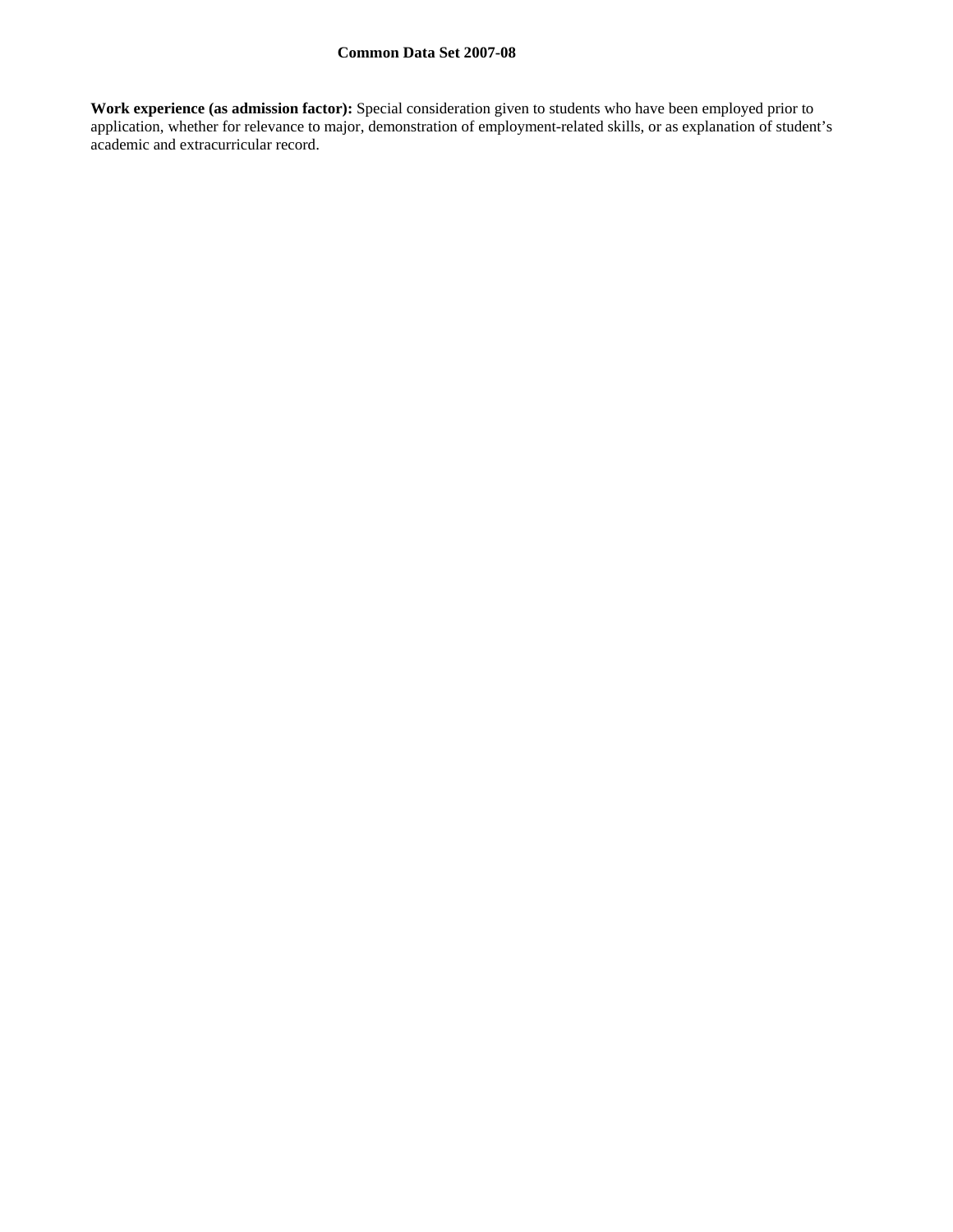**Work experience (as admission factor):** Special consideration given to students who have been employed prior to application, whether for relevance to major, demonstration of employment-related skills, or as explanation of student's academic and extracurricular record.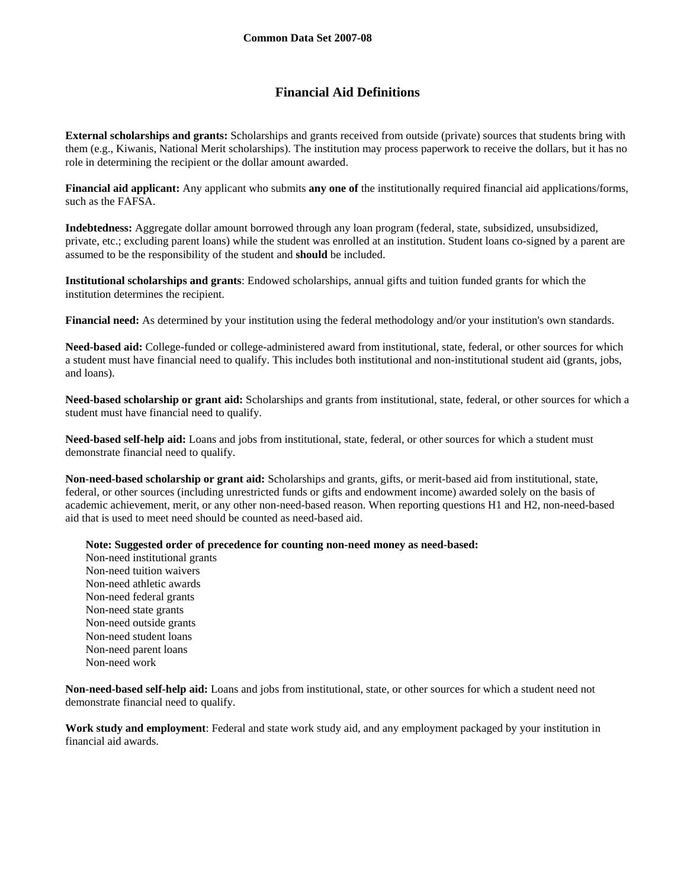# Financial Aid Definitions

**External scholarships and grants:** Scholarships and grants received from outside (private) sources that students bring with them (e.g., Kiwanis, National Merit scholarships). The institution may process paperwork to receive the dollars, but it has no role in determining the recipient or the dollar amount awarded.

**Financial aid applicant:** Any applicant who submits **any one of** the institutionally required financial aid applications/forms, such as the FAFSA.

**Indebtedness:** Aggregate dollar amount borrowed through any loan program (federal, state, subsidized, unsubsidized, private, etc.; excluding parent loans) while the student was enrolled at an institution. Student loans co-signed by a parent are assumed to be the responsibility of the student and **should** be included.

**Institutional scholarships and grants**: Endowed scholarships, annual gifts and tuition funded grants for which the institution determines the recipient.

**Financial need:** As determined by your institution using the federal methodology and/or your institution's own standards.

**Need-based aid:** College-funded or college-administered award from institutional, state, federal, or other sources for which a student must have financial need to qualify. This includes both institutional and non-institutional student aid (grants, jobs, and loans).

**Need-based scholarship or grant aid:** Scholarships and grants from institutional, state, federal, or other sources for which a student must have financial need to qualify.

**Need-based self-help aid:** Loans and jobs from institutional, state, federal, or other sources for which a student must demonstrate financial need to qualify.

**Non-need-based scholarship or grant aid:** Scholarships and grants, gifts, or merit-based aid from institutional, state, federal, or other sources (including unrestricted funds or gifts and endowment income) awarded solely on the basis of academic achievement, merit, or any other non-need-based reason. When reporting questions H1 and H2, non-need-based aid that is used to meet need should be counted as need-based aid.

> **Note: Suggested order of precedence for counting non-need money as need-based:**
> Non-need institutional grants
> Non-need tuition waivers
> Non-need athletic awards
> Non-need federal grants
> Non-need state grants
> Non-need outside grants
> Non-need student loans
> Non-need parent loans
> Non-need work

**Non-need-based self-help aid:** Loans and jobs from institutional, state, or other sources for which a student need not demonstrate financial need to qualify.

**Work study and employment**: Federal and state work study aid, and any employment packaged by your institution in financial aid awards.